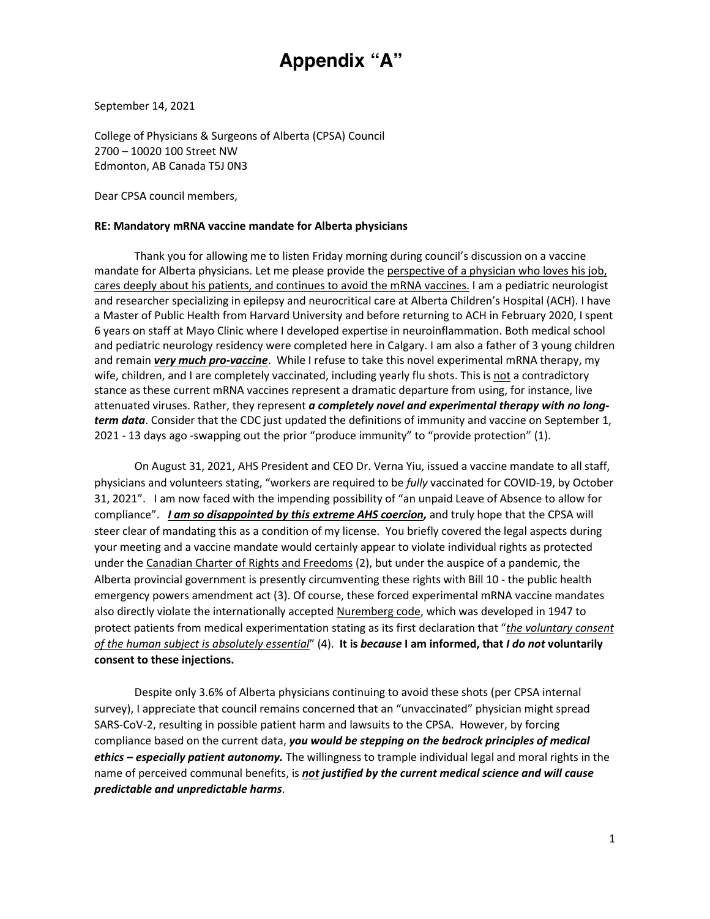# Appendix "A"

September 14, 2021

College of Physicians & Surgeons of Alberta (CPSA) Council
2700 – 10020 100 Street NW
Edmonton, AB Canada T5J 0N3

Dear CPSA council members,

**RE: Mandatory mRNA vaccine mandate for Alberta physicians**

Thank you for allowing me to listen Friday morning during council's discussion on a vaccine mandate for Alberta physicians. Let me please provide the perspective of a physician who loves his job, cares deeply about his patients, and continues to avoid the mRNA vaccines. I am a pediatric neurologist and researcher specializing in epilepsy and neurocritical care at Alberta Children's Hospital (ACH). I have a Master of Public Health from Harvard University and before returning to ACH in February 2020, I spent 6 years on staff at Mayo Clinic where I developed expertise in neuroinflammation. Both medical school and pediatric neurology residency were completed here in Calgary. I am also a father of 3 young children and remain ***very much pro-vaccine***. While I refuse to take this novel experimental mRNA therapy, my wife, children, and I are completely vaccinated, including yearly flu shots. This is not a contradictory stance as these current mRNA vaccines represent a dramatic departure from using, for instance, live attenuated viruses. Rather, they represent ***a completely novel and experimental therapy with no long-term data***. Consider that the CDC just updated the definitions of immunity and vaccine on September 1, 2021 - 13 days ago -swapping out the prior "produce immunity" to "provide protection" (1).

On August 31, 2021, AHS President and CEO Dr. Verna Yiu, issued a vaccine mandate to all staff, physicians and volunteers stating, "workers are required to be *fully* vaccinated for COVID-19, by October 31, 2021". I am now faced with the impending possibility of "an unpaid Leave of Absence to allow for compliance". ***I am so disappointed by this extreme AHS coercion,*** and truly hope that the CPSA will steer clear of mandating this as a condition of my license. You briefly covered the legal aspects during your meeting and a vaccine mandate would certainly appear to violate individual rights as protected under the Canadian Charter of Rights and Freedoms (2), but under the auspice of a pandemic, the Alberta provincial government is presently circumventing these rights with Bill 10 - the public health emergency powers amendment act (3). Of course, these forced experimental mRNA vaccine mandates also directly violate the internationally accepted Nuremberg code, which was developed in 1947 to protect patients from medical experimentation stating as its first declaration that "*the voluntary consent of the human subject is absolutely essential*" (4). **It is *because* I am informed, that *I do not* voluntarily consent to these injections.**

Despite only 3.6% of Alberta physicians continuing to avoid these shots (per CPSA internal survey), I appreciate that council remains concerned that an "unvaccinated" physician might spread SARS-CoV-2, resulting in possible patient harm and lawsuits to the CPSA. However, by forcing compliance based on the current data, ***you would be stepping on the bedrock principles of medical ethics – especially patient autonomy.*** The willingness to trample individual legal and moral rights in the name of perceived communal benefits, is ***not justified by the current medical science and will cause predictable and unpredictable harms***.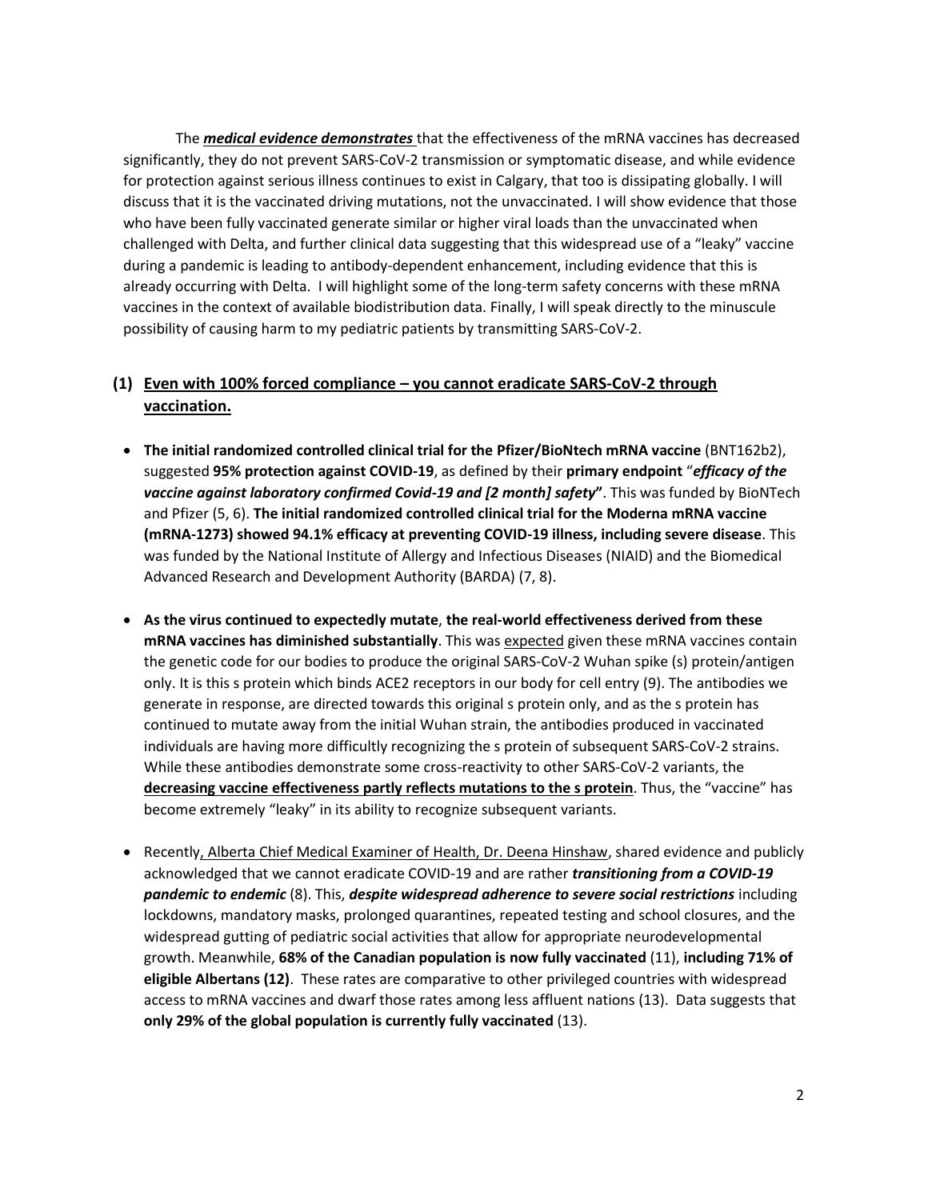The ***medical evidence demonstrates*** that the effectiveness of the mRNA vaccines has decreased significantly, they do not prevent SARS-CoV-2 transmission or symptomatic disease, and while evidence for protection against serious illness continues to exist in Calgary, that too is dissipating globally. I will discuss that it is the vaccinated driving mutations, not the unvaccinated. I will show evidence that those who have been fully vaccinated generate similar or higher viral loads than the unvaccinated when challenged with Delta, and further clinical data suggesting that this widespread use of a "leaky" vaccine during a pandemic is leading to antibody-dependent enhancement, including evidence that this is already occurring with Delta. I will highlight some of the long-term safety concerns with these mRNA vaccines in the context of available biodistribution data. Finally, I will speak directly to the minuscule possibility of causing harm to my pediatric patients by transmitting SARS-CoV-2.

## (1) Even with 100% forced compliance – you cannot eradicate SARS-CoV-2 through vaccination.

- **The initial randomized controlled clinical trial for the Pfizer/BioNtech mRNA vaccine** (BNT162b2), suggested **95% protection against COVID-19**, as defined by their **primary endpoint** "***efficacy of the vaccine against laboratory confirmed Covid-19 and [2 month] safety***". This was funded by BioNTech and Pfizer (5, 6). **The initial randomized controlled clinical trial for the Moderna mRNA vaccine (mRNA-1273) showed 94.1% efficacy at preventing COVID-19 illness, including severe disease**. This was funded by the National Institute of Allergy and Infectious Diseases (NIAID) and the Biomedical Advanced Research and Development Authority (BARDA) (7, 8).

- **As the virus continued to expectedly mutate**, **the real-world effectiveness derived from these mRNA vaccines has diminished substantially**. This was expected given these mRNA vaccines contain the genetic code for our bodies to produce the original SARS-CoV-2 Wuhan spike (s) protein/antigen only. It is this s protein which binds ACE2 receptors in our body for cell entry (9). The antibodies we generate in response, are directed towards this original s protein only, and as the s protein has continued to mutate away from the initial Wuhan strain, the antibodies produced in vaccinated individuals are having more difficultly recognizing the s protein of subsequent SARS-CoV-2 strains. While these antibodies demonstrate some cross-reactivity to other SARS-CoV-2 variants, the **decreasing vaccine effectiveness partly reflects mutations to the s protein**. Thus, the "vaccine" has become extremely "leaky" in its ability to recognize subsequent variants.

- Recently, Alberta Chief Medical Examiner of Health, Dr. Deena Hinshaw, shared evidence and publicly acknowledged that we cannot eradicate COVID-19 and are rather ***transitioning from a COVID-19 pandemic to endemic*** (8). This, ***despite widespread adherence to severe social restrictions*** including lockdowns, mandatory masks, prolonged quarantines, repeated testing and school closures, and the widespread gutting of pediatric social activities that allow for appropriate neurodevelopmental growth. Meanwhile, **68% of the Canadian population is now fully vaccinated** (11), **including 71% of eligible Albertans (12)**. These rates are comparative to other privileged countries with widespread access to mRNA vaccines and dwarf those rates among less affluent nations (13). Data suggests that **only 29% of the global population is currently fully vaccinated** (13).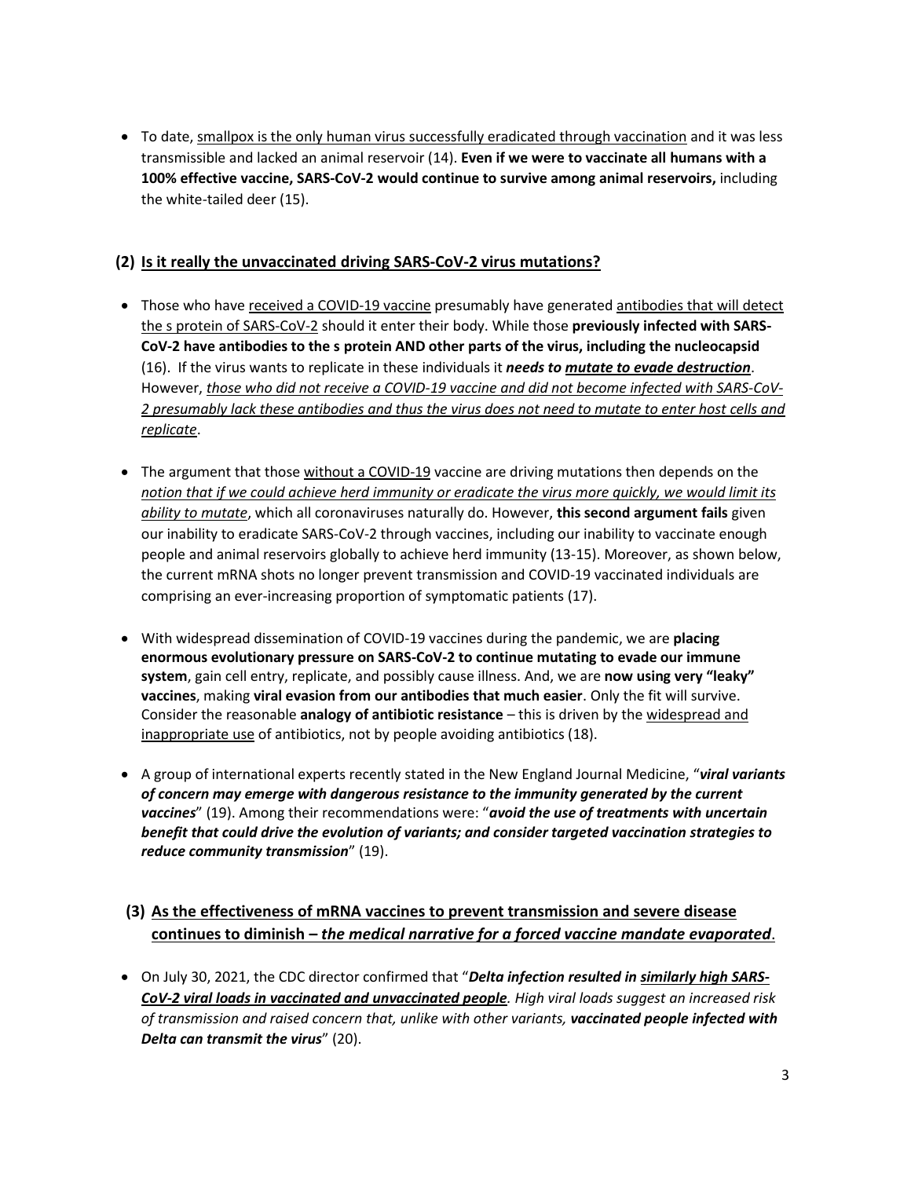- To date, smallpox is the only human virus successfully eradicated through vaccination and it was less transmissible and lacked an animal reservoir (14). **Even if we were to vaccinate all humans with a 100% effective vaccine, SARS-CoV-2 would continue to survive among animal reservoirs,** including the white-tailed deer (15).

## (2) Is it really the unvaccinated driving SARS-CoV-2 virus mutations?

- Those who have received a COVID-19 vaccine presumably have generated antibodies that will detect the s protein of SARS-CoV-2 should it enter their body. While those **previously infected with SARS-CoV-2 have antibodies to the s protein AND other parts of the virus, including the nucleocapsid** (16). If the virus wants to replicate in these individuals it ***needs to mutate to evade destruction***. However, *those who did not receive a COVID-19 vaccine and did not become infected with SARS-CoV-2 presumably lack these antibodies and thus the virus does not need to mutate to enter host cells and replicate*.

- The argument that those without a COVID-19 vaccine are driving mutations then depends on the *notion that if we could achieve herd immunity or eradicate the virus more quickly, we would limit its ability to mutate*, which all coronaviruses naturally do. However, **this second argument fails** given our inability to eradicate SARS-CoV-2 through vaccines, including our inability to vaccinate enough people and animal reservoirs globally to achieve herd immunity (13-15). Moreover, as shown below, the current mRNA shots no longer prevent transmission and COVID-19 vaccinated individuals are comprising an ever-increasing proportion of symptomatic patients (17).

- With widespread dissemination of COVID-19 vaccines during the pandemic, we are **placing enormous evolutionary pressure on SARS-CoV-2 to continue mutating to evade our immune system**, gain cell entry, replicate, and possibly cause illness. And, we are **now using very "leaky" vaccines**, making **viral evasion from our antibodies that much easier**. Only the fit will survive. Consider the reasonable **analogy of antibiotic resistance** – this is driven by the widespread and inappropriate use of antibiotics, not by people avoiding antibiotics (18).

- A group of international experts recently stated in the New England Journal Medicine, "***viral variants of concern may emerge with dangerous resistance to the immunity generated by the current vaccines***" (19). Among their recommendations were: "***avoid the use of treatments with uncertain benefit that could drive the evolution of variants; and consider targeted vaccination strategies to reduce community transmission***" (19).

## (3) As the effectiveness of mRNA vaccines to prevent transmission and severe disease continues to diminish – *the medical narrative for a forced vaccine mandate evaporated*.

- On July 30, 2021, the CDC director confirmed that "***Delta infection resulted in similarly high SARS-CoV-2 viral loads in vaccinated and unvaccinated people****. High viral loads suggest an increased risk of transmission and raised concern that, unlike with other variants,* ***vaccinated people infected with Delta can transmit the virus***" (20).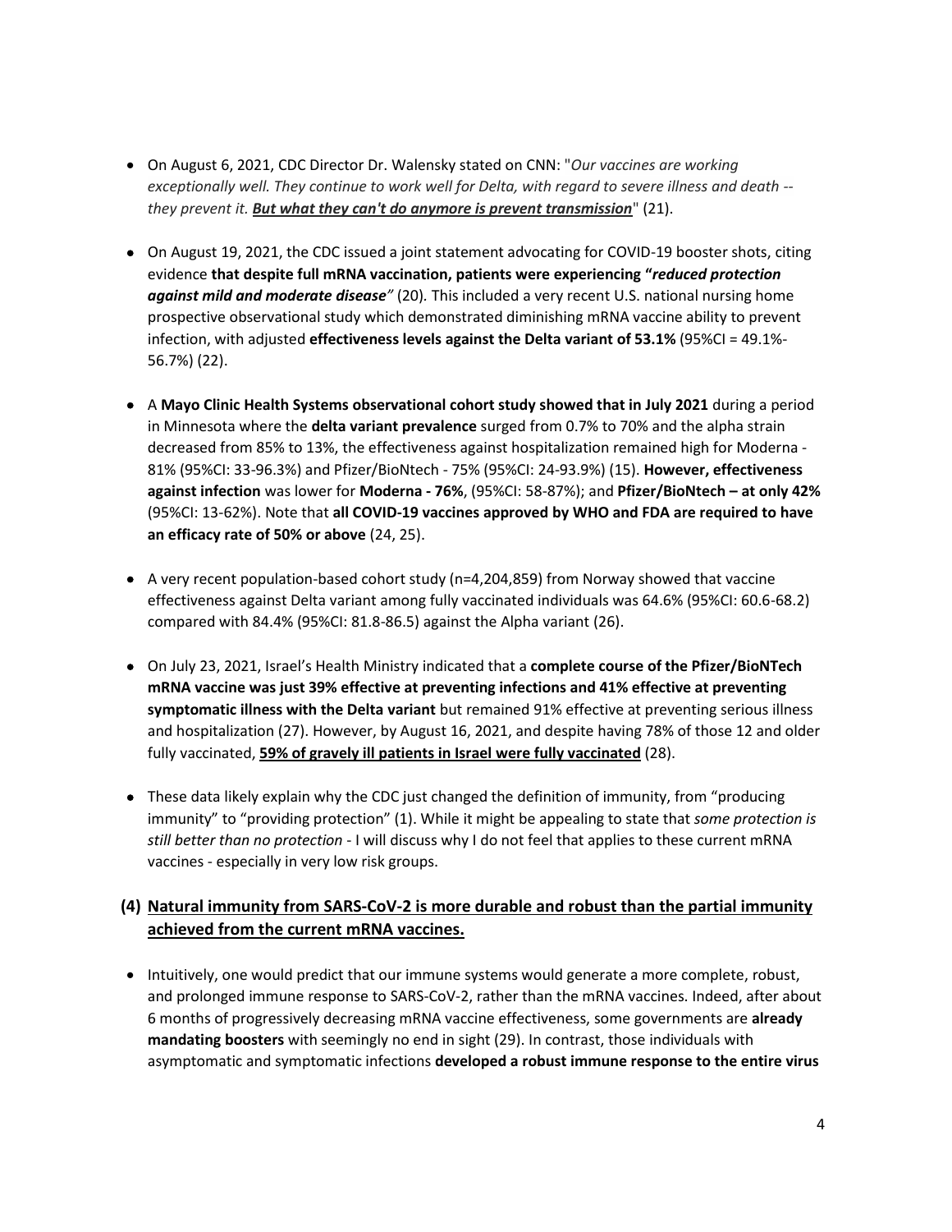- On August 6, 2021, CDC Director Dr. Walensky stated on CNN: "*Our vaccines are working exceptionally well. They continue to work well for Delta, with regard to severe illness and death -- they prevent it.* ***But what they can't do anymore is prevent transmission***" (21).

- On August 19, 2021, the CDC issued a joint statement advocating for COVID-19 booster shots, citing evidence **that despite full mRNA vaccination, patients were experiencing "*reduced protection against mild and moderate disease"*** (20). This included a very recent U.S. national nursing home prospective observational study which demonstrated diminishing mRNA vaccine ability to prevent infection, with adjusted **effectiveness levels against the Delta variant of 53.1%** (95%CI = 49.1%-56.7%) (22).

- A **Mayo Clinic Health Systems observational cohort study showed that in July 2021** during a period in Minnesota where the **delta variant prevalence** surged from 0.7% to 70% and the alpha strain decreased from 85% to 13%, the effectiveness against hospitalization remained high for Moderna - 81% (95%CI: 33-96.3%) and Pfizer/BioNtech - 75% (95%CI: 24-93.9%) (15). **However, effectiveness against infection** was lower for **Moderna - 76%**, (95%CI: 58-87%); and **Pfizer/BioNtech – at only 42%** (95%CI: 13-62%). Note that **all COVID-19 vaccines approved by WHO and FDA are required to have an efficacy rate of 50% or above** (24, 25).

- A very recent population-based cohort study (n=4,204,859) from Norway showed that vaccine effectiveness against Delta variant among fully vaccinated individuals was 64.6% (95%CI: 60.6-68.2) compared with 84.4% (95%CI: 81.8-86.5) against the Alpha variant (26).

- On July 23, 2021, Israel's Health Ministry indicated that a **complete course of the Pfizer/BioNTech mRNA vaccine was just 39% effective at preventing infections and 41% effective at preventing symptomatic illness with the Delta variant** but remained 91% effective at preventing serious illness and hospitalization (27). However, by August 16, 2021, and despite having 78% of those 12 and older fully vaccinated, **59% of gravely ill patients in Israel were fully vaccinated** (28).

- These data likely explain why the CDC just changed the definition of immunity, from "producing immunity" to "providing protection" (1). While it might be appealing to state that *some protection is still better than no protection* - I will discuss why I do not feel that applies to these current mRNA vaccines - especially in very low risk groups.

## (4) Natural immunity from SARS-CoV-2 is more durable and robust than the partial immunity achieved from the current mRNA vaccines.

- Intuitively, one would predict that our immune systems would generate a more complete, robust, and prolonged immune response to SARS-CoV-2, rather than the mRNA vaccines. Indeed, after about 6 months of progressively decreasing mRNA vaccine effectiveness, some governments are **already mandating boosters** with seemingly no end in sight (29). In contrast, those individuals with asymptomatic and symptomatic infections **developed a robust immune response to the entire virus**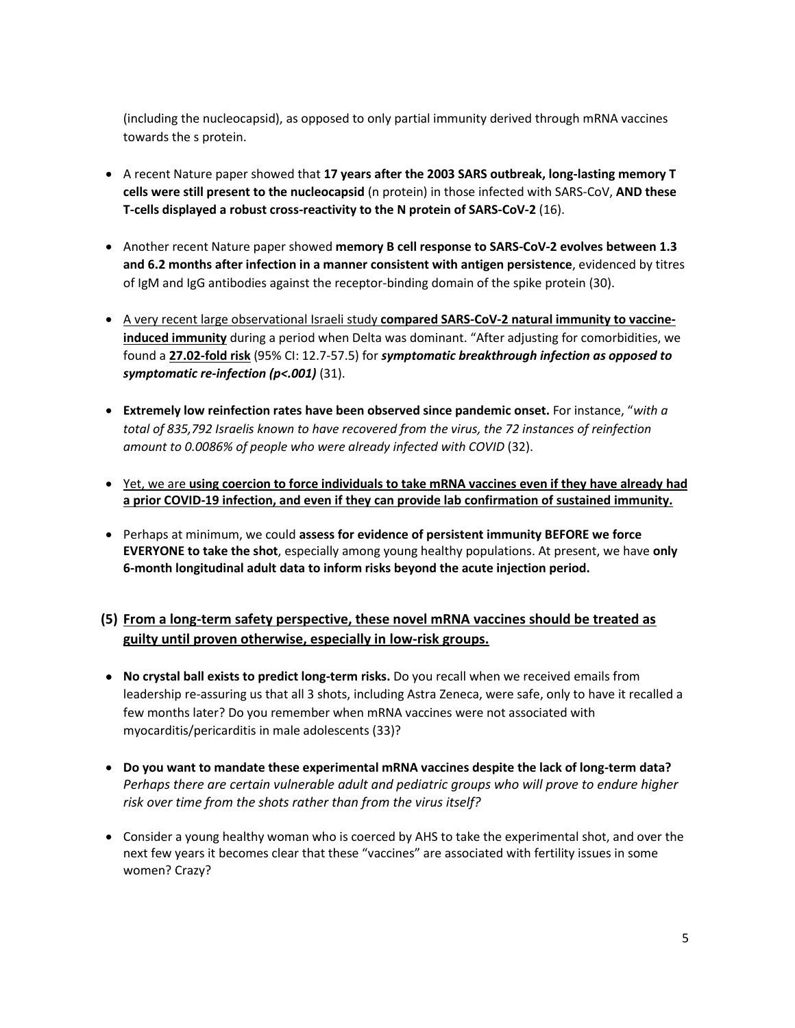(including the nucleocapsid), as opposed to only partial immunity derived through mRNA vaccines towards the s protein.

- A recent Nature paper showed that **17 years after the 2003 SARS outbreak, long-lasting memory T cells were still present to the nucleocapsid** (n protein) in those infected with SARS-CoV, **AND these T-cells displayed a robust cross-reactivity to the N protein of SARS-CoV-2** (16).

- Another recent Nature paper showed **memory B cell response to SARS-CoV-2 evolves between 1.3 and 6.2 months after infection in a manner consistent with antigen persistence**, evidenced by titres of IgM and IgG antibodies against the receptor-binding domain of the spike protein (30).

- <u>A very recent large observational Israeli study **compared SARS-CoV-2 natural immunity to vaccine-induced immunity**</u> during a period when Delta was dominant. "After adjusting for comorbidities, we found a <u>**27.02-fold risk**</u> (95% CI: 12.7-57.5) for ***symptomatic breakthrough infection as opposed to symptomatic re-infection (p<.001)*** (31).

- **Extremely low reinfection rates have been observed since pandemic onset.** For instance, "*with a total of 835,792 Israelis known to have recovered from the virus, the 72 instances of reinfection amount to 0.0086% of people who were already infected with COVID* (32).

- <u>Yet, we are **using coercion to force individuals to take mRNA vaccines even if they have already had a prior COVID-19 infection, and even if they can provide lab confirmation of sustained immunity.**</u>

- Perhaps at minimum, we could **assess for evidence of persistent immunity BEFORE we force EVERYONE to take the shot**, especially among young healthy populations. At present, we have **only 6-month longitudinal adult data to inform risks beyond the acute injection period.**

## (5) <u>From a long-term safety perspective, these novel mRNA vaccines should be treated as guilty until proven otherwise, especially in low-risk groups.</u>

- **No crystal ball exists to predict long-term risks.** Do you recall when we received emails from leadership re-assuring us that all 3 shots, including Astra Zeneca, were safe, only to have it recalled a few months later? Do you remember when mRNA vaccines were not associated with myocarditis/pericarditis in male adolescents (33)?

- **Do you want to mandate these experimental mRNA vaccines despite the lack of long-term data?** *Perhaps there are certain vulnerable adult and pediatric groups who will prove to endure higher risk over time from the shots rather than from the virus itself?*

- Consider a young healthy woman who is coerced by AHS to take the experimental shot, and over the next few years it becomes clear that these "vaccines" are associated with fertility issues in some women? Crazy?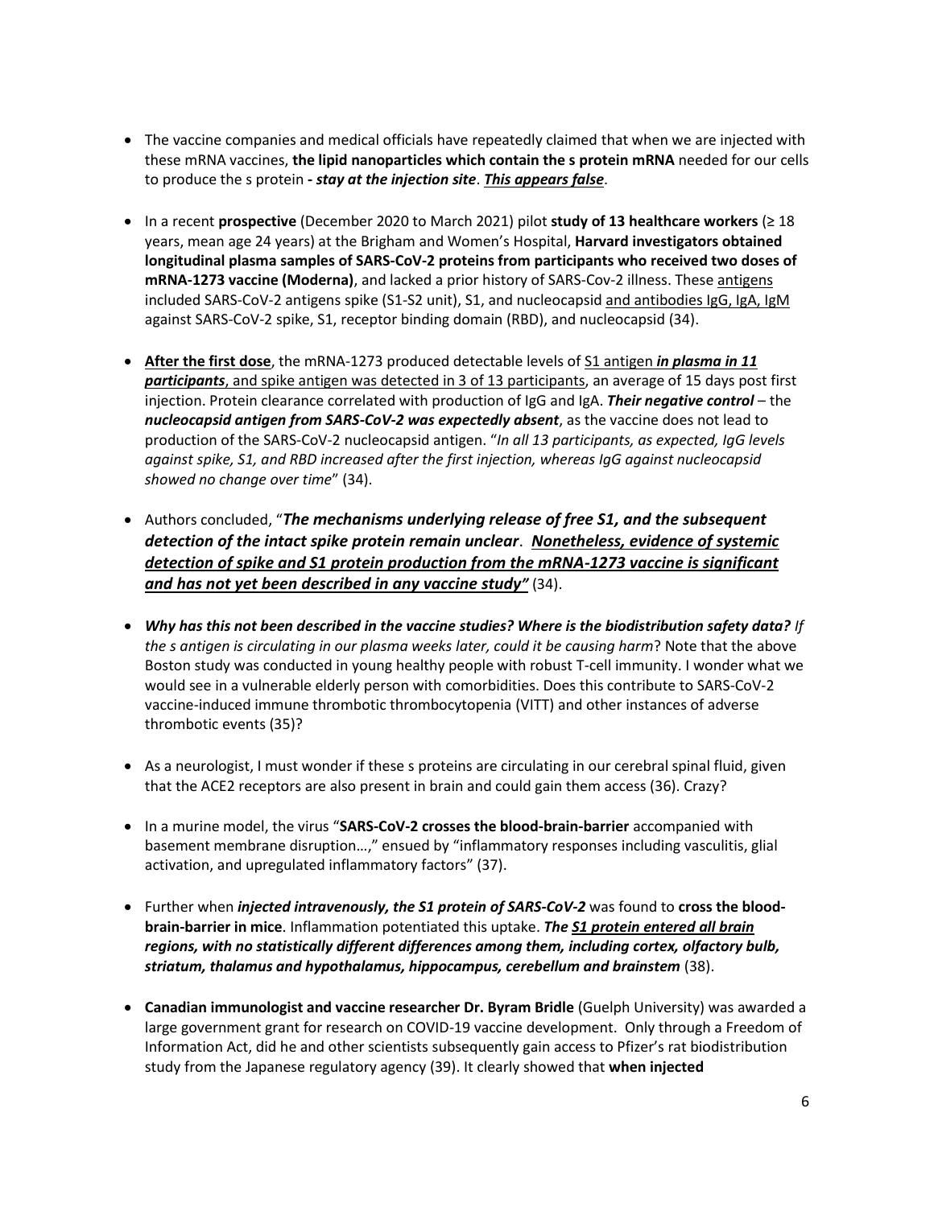- The vaccine companies and medical officials have repeatedly claimed that when we are injected with these mRNA vaccines, **the lipid nanoparticles which contain the s protein mRNA** needed for our cells to produce the s protein ***- stay at the injection site***. ***<u>This appears false</u>***.

- In a recent **prospective** (December 2020 to March 2021) pilot **study of 13 healthcare workers** (≥ 18 years, mean age 24 years) at the Brigham and Women's Hospital, **Harvard investigators obtained longitudinal plasma samples of SARS-CoV-2 proteins from participants who received two doses of mRNA-1273 vaccine (Moderna)**, and lacked a prior history of SARS-Cov-2 illness. These <u>antigens</u> included SARS-CoV-2 antigens spike (S1-S2 unit), S1, and nucleocapsid <u>and antibodies IgG, IgA, IgM</u> against SARS-CoV-2 spike, S1, receptor binding domain (RBD), and nucleocapsid (34).

- **<u>After the first dose</u>**, the mRNA-1273 produced detectable levels of <u>S1 antigen</u> ***<u>in plasma in 11 participants</u>***<u>, and spike antigen was detected in 3 of 13 participants</u>, an average of 15 days post first injection. Protein clearance correlated with production of IgG and IgA. ***Their negative control*** – the ***nucleocapsid antigen from SARS-CoV-2 was expectedly absent***, as the vaccine does not lead to production of the SARS-CoV-2 nucleocapsid antigen. "*In all 13 participants, as expected, IgG levels against spike, S1, and RBD increased after the first injection, whereas IgG against nucleocapsid showed no change over time*" (34).

- Authors concluded, "***The mechanisms underlying release of free S1, and the subsequent detection of the intact spike protein remain unclear***. ***<u>Nonetheless, evidence of systemic detection of spike and S1 protein production from the mRNA-1273 vaccine is significant and has not yet been described in any vaccine study"</u>*** (34).

- ***Why has this not been described in the vaccine studies? Where is the biodistribution safety data?*** *If the s antigen is circulating in our plasma weeks later, could it be causing harm*? Note that the above Boston study was conducted in young healthy people with robust T-cell immunity. I wonder what we would see in a vulnerable elderly person with comorbidities. Does this contribute to SARS-CoV-2 vaccine-induced immune thrombotic thrombocytopenia (VITT) and other instances of adverse thrombotic events (35)?

- As a neurologist, I must wonder if these s proteins are circulating in our cerebral spinal fluid, given that the ACE2 receptors are also present in brain and could gain them access (36). Crazy?

- In a murine model, the virus "**SARS-CoV-2 crosses the blood-brain-barrier** accompanied with basement membrane disruption…," ensued by "inflammatory responses including vasculitis, glial activation, and upregulated inflammatory factors" (37).

- Further when ***injected intravenously, the S1 protein of SARS-CoV-2*** was found to **cross the blood-brain-barrier in mice**. Inflammation potentiated this uptake. ***The <u>S1 protein entered all brain</u> regions, with no statistically different differences among them, including cortex, olfactory bulb, striatum, thalamus and hypothalamus, hippocampus, cerebellum and brainstem*** (38).

- **Canadian immunologist and vaccine researcher Dr. Byram Bridle** (Guelph University) was awarded a large government grant for research on COVID-19 vaccine development. Only through a Freedom of Information Act, did he and other scientists subsequently gain access to Pfizer's rat biodistribution study from the Japanese regulatory agency (39). It clearly showed that **when injected**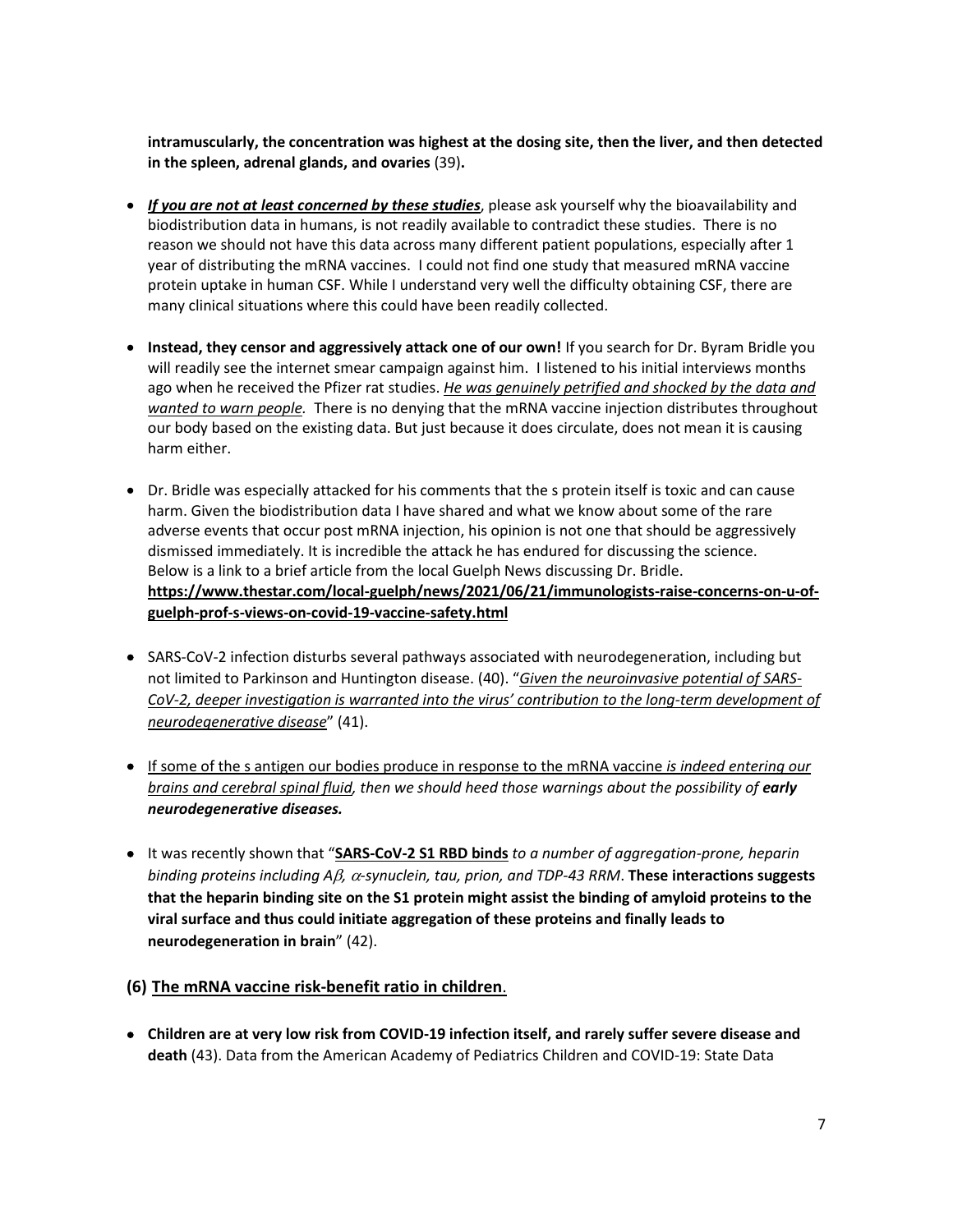**intramuscularly, the concentration was highest at the dosing site, then the liver, and then detected in the spleen, adrenal glands, and ovaries** (39)**.**

- ***If you are not at least concerned by these studies***, please ask yourself why the bioavailability and biodistribution data in humans, is not readily available to contradict these studies. There is no reason we should not have this data across many different patient populations, especially after 1 year of distributing the mRNA vaccines. I could not find one study that measured mRNA vaccine protein uptake in human CSF. While I understand very well the difficulty obtaining CSF, there are many clinical situations where this could have been readily collected.

- **Instead, they censor and aggressively attack one of our own!** If you search for Dr. Byram Bridle you will readily see the internet smear campaign against him. I listened to his initial interviews months ago when he received the Pfizer rat studies. *He was genuinely petrified and shocked by the data and wanted to warn people.* There is no denying that the mRNA vaccine injection distributes throughout our body based on the existing data. But just because it does circulate, does not mean it is causing harm either.

- Dr. Bridle was especially attacked for his comments that the s protein itself is toxic and can cause harm. Given the biodistribution data I have shared and what we know about some of the rare adverse events that occur post mRNA injection, his opinion is not one that should be aggressively dismissed immediately. It is incredible the attack he has endured for discussing the science. Below is a link to a brief article from the local Guelph News discussing Dr. Bridle. **https://www.thestar.com/local-guelph/news/2021/06/21/immunologists-raise-concerns-on-u-of-guelph-prof-s-views-on-covid-19-vaccine-safety.html**

- SARS-CoV-2 infection disturbs several pathways associated with neurodegeneration, including but not limited to Parkinson and Huntington disease. (40). "*Given the neuroinvasive potential of SARS-CoV-2, deeper investigation is warranted into the virus' contribution to the long-term development of neurodegenerative disease*" (41).

- If some of the s antigen our bodies produce in response to the mRNA vaccine *is indeed entering our brains and cerebral spinal fluid, then we should heed those warnings about the possibility of **early neurodegenerative diseases.***

- It was recently shown that "**SARS-CoV-2 S1 RBD binds** *to a number of aggregation-prone, heparin binding proteins including Aβ, α-synuclein, tau, prion, and TDP-43 RRM*. **These interactions suggests that the heparin binding site on the S1 protein might assist the binding of amyloid proteins to the viral surface and thus could initiate aggregation of these proteins and finally leads to neurodegeneration in brain**" (42).

### (6) The mRNA vaccine risk-benefit ratio in children.

- **Children are at very low risk from COVID-19 infection itself, and rarely suffer severe disease and death** (43). Data from the American Academy of Pediatrics Children and COVID-19: State Data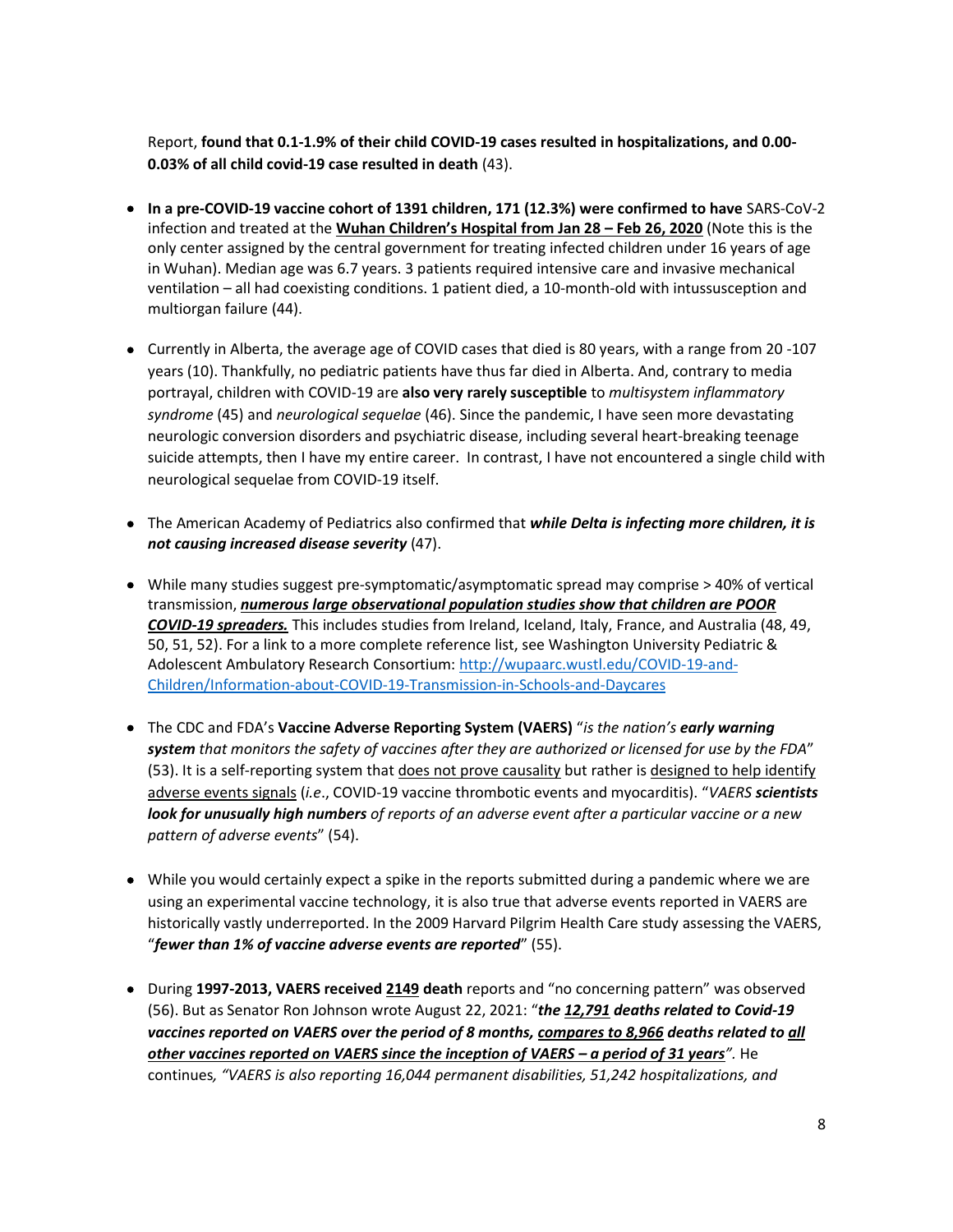Report, **found that 0.1-1.9% of their child COVID-19 cases resulted in hospitalizations, and 0.00-0.03% of all child covid-19 case resulted in death** (43).

- **In a pre-COVID-19 vaccine cohort of 1391 children, 171 (12.3%) were confirmed to have** SARS-CoV-2 infection and treated at the **<u>Wuhan Children's Hospital from Jan 28 – Feb 26, 2020</u>** (Note this is the only center assigned by the central government for treating infected children under 16 years of age in Wuhan). Median age was 6.7 years. 3 patients required intensive care and invasive mechanical ventilation – all had coexisting conditions. 1 patient died, a 10-month-old with intussusception and multiorgan failure (44).

- Currently in Alberta, the average age of COVID cases that died is 80 years, with a range from 20 -107 years (10). Thankfully, no pediatric patients have thus far died in Alberta. And, contrary to media portrayal, children with COVID-19 are **also very rarely susceptible** to *multisystem inflammatory syndrome* (45) and *neurological sequelae* (46). Since the pandemic, I have seen more devastating neurologic conversion disorders and psychiatric disease, including several heart-breaking teenage suicide attempts, then I have my entire career. In contrast, I have not encountered a single child with neurological sequelae from COVID-19 itself.

- The American Academy of Pediatrics also confirmed that ***while Delta is infecting more children, it is not causing increased disease severity*** (47).

- While many studies suggest pre-symptomatic/asymptomatic spread may comprise > 40% of vertical transmission, ***<u>numerous large observational population studies show that children are POOR COVID-19 spreaders.</u>*** This includes studies from Ireland, Iceland, Italy, France, and Australia (48, 49, 50, 51, 52). For a link to a more complete reference list, see Washington University Pediatric & Adolescent Ambulatory Research Consortium: [http://wupaarc.wustl.edu/COVID-19-and-Children/Information-about-COVID-19-Transmission-in-Schools-and-Daycares](http://wupaarc.wustl.edu/COVID-19-and-Children/Information-about-COVID-19-Transmission-in-Schools-and-Daycares)

- The CDC and FDA's **Vaccine Adverse Reporting System (VAERS)** "*is the nation's **early warning system** that monitors the safety of vaccines after they are authorized or licensed for use by the FDA*" (53). It is a self-reporting system that <u>does not prove causality</u> but rather is <u>designed to help identify adverse events signals</u> (*i.e*., COVID-19 vaccine thrombotic events and myocarditis). "*VAERS **scientists look for unusually high numbers** of reports of an adverse event after a particular vaccine or a new pattern of adverse events*" (54).

- While you would certainly expect a spike in the reports submitted during a pandemic where we are using an experimental vaccine technology, it is also true that adverse events reported in VAERS are historically vastly underreported. In the 2009 Harvard Pilgrim Health Care study assessing the VAERS, "***fewer than 1% of vaccine adverse events are reported***" (55).

- During **1997-2013, VAERS received <u>2149</u> death** reports and "no concerning pattern" was observed (56). But as Senator Ron Johnson wrote August 22, 2021: "***the <u>12,791</u> deaths related to Covid-19 vaccines reported on VAERS over the period of 8 months, <u>compares to 8,966</u> deaths related to <u>all other vaccines reported on VAERS since the inception of VAERS – a period of 31 years</u>".*** He continues*, "VAERS is also reporting 16,044 permanent disabilities, 51,242 hospitalizations, and*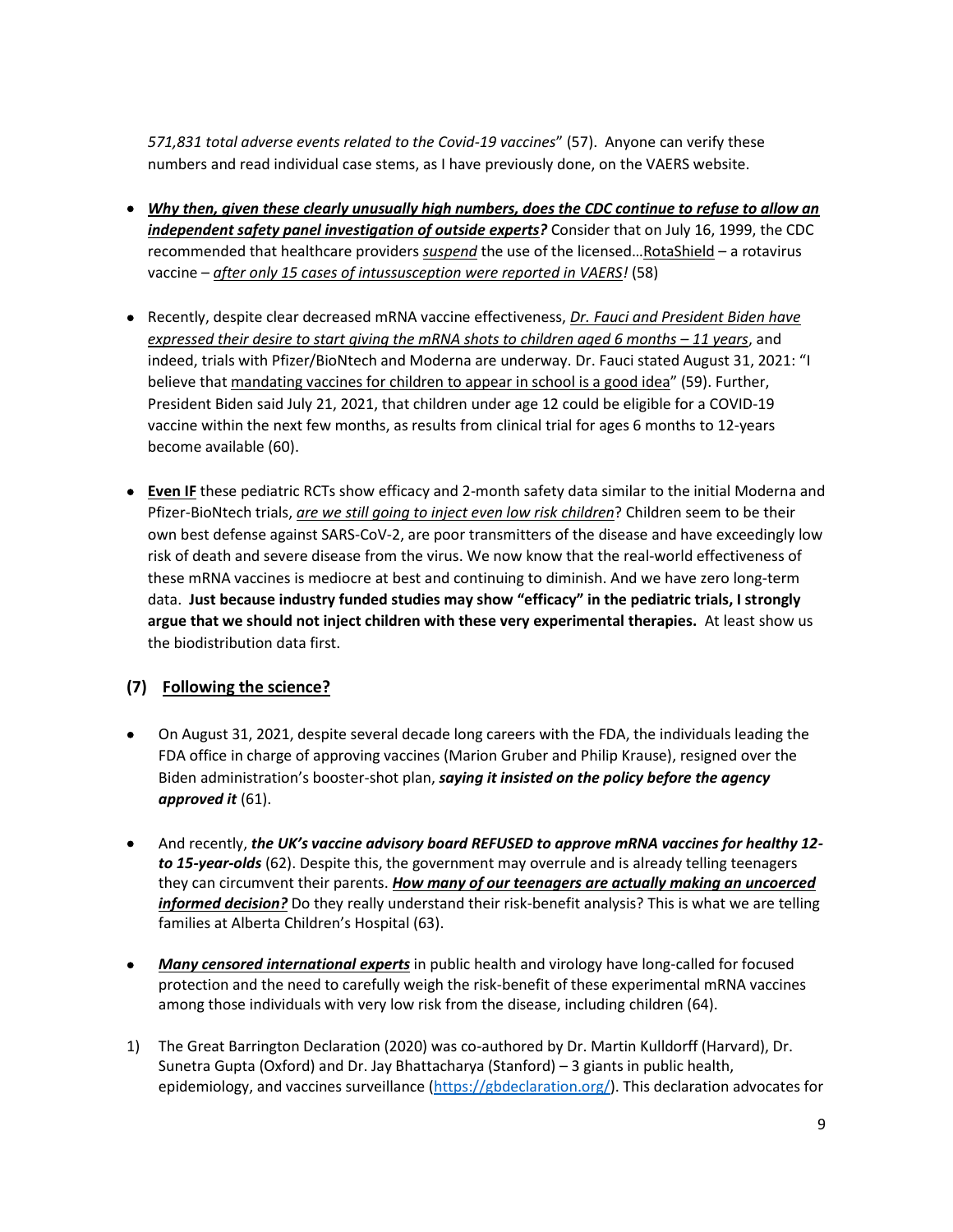*571,831 total adverse events related to the Covid-19 vaccines*" (57). Anyone can verify these numbers and read individual case stems, as I have previously done, on the VAERS website.

- ***Why then, given these clearly unusually high numbers, does the CDC continue to refuse to allow an independent safety panel investigation of outside experts?*** Consider that on July 16, 1999, the CDC recommended that healthcare providers *suspend* the use of the licensed…RotaShield – a rotavirus vaccine – *after only 15 cases of intussusception were reported in VAERS!* (58)

- Recently, despite clear decreased mRNA vaccine effectiveness, *Dr. Fauci and President Biden have expressed their desire to start giving the mRNA shots to children aged 6 months – 11 years*, and indeed, trials with Pfizer/BioNtech and Moderna are underway. Dr. Fauci stated August 31, 2021: "I believe that mandating vaccines for children to appear in school is a good idea" (59). Further, President Biden said July 21, 2021, that children under age 12 could be eligible for a COVID-19 vaccine within the next few months, as results from clinical trial for ages 6 months to 12-years become available (60).

- **Even IF** these pediatric RCTs show efficacy and 2-month safety data similar to the initial Moderna and Pfizer-BioNtech trials, *are we still going to inject even low risk children*? Children seem to be their own best defense against SARS-CoV-2, are poor transmitters of the disease and have exceedingly low risk of death and severe disease from the virus. We now know that the real-world effectiveness of these mRNA vaccines is mediocre at best and continuing to diminish. And we have zero long-term data. **Just because industry funded studies may show "efficacy" in the pediatric trials, I strongly argue that we should not inject children with these very experimental therapies.** At least show us the biodistribution data first.

## (7) Following the science?

- On August 31, 2021, despite several decade long careers with the FDA, the individuals leading the FDA office in charge of approving vaccines (Marion Gruber and Philip Krause), resigned over the Biden administration's booster-shot plan, ***saying it insisted on the policy before the agency approved it*** (61).

- And recently, ***the UK's vaccine advisory board REFUSED to approve mRNA vaccines for healthy 12- to 15-year-olds*** (62). Despite this, the government may overrule and is already telling teenagers they can circumvent their parents. ***How many of our teenagers are actually making an uncoerced informed decision?*** Do they really understand their risk-benefit analysis? This is what we are telling families at Alberta Children's Hospital (63).

- ***Many censored international experts*** in public health and virology have long-called for focused protection and the need to carefully weigh the risk-benefit of these experimental mRNA vaccines among those individuals with very low risk from the disease, including children (64).

1) The Great Barrington Declaration (2020) was co-authored by Dr. Martin Kulldorff (Harvard), Dr. Sunetra Gupta (Oxford) and Dr. Jay Bhattacharya (Stanford) – 3 giants in public health, epidemiology, and vaccines surveillance (https://gbdeclaration.org/). This declaration advocates for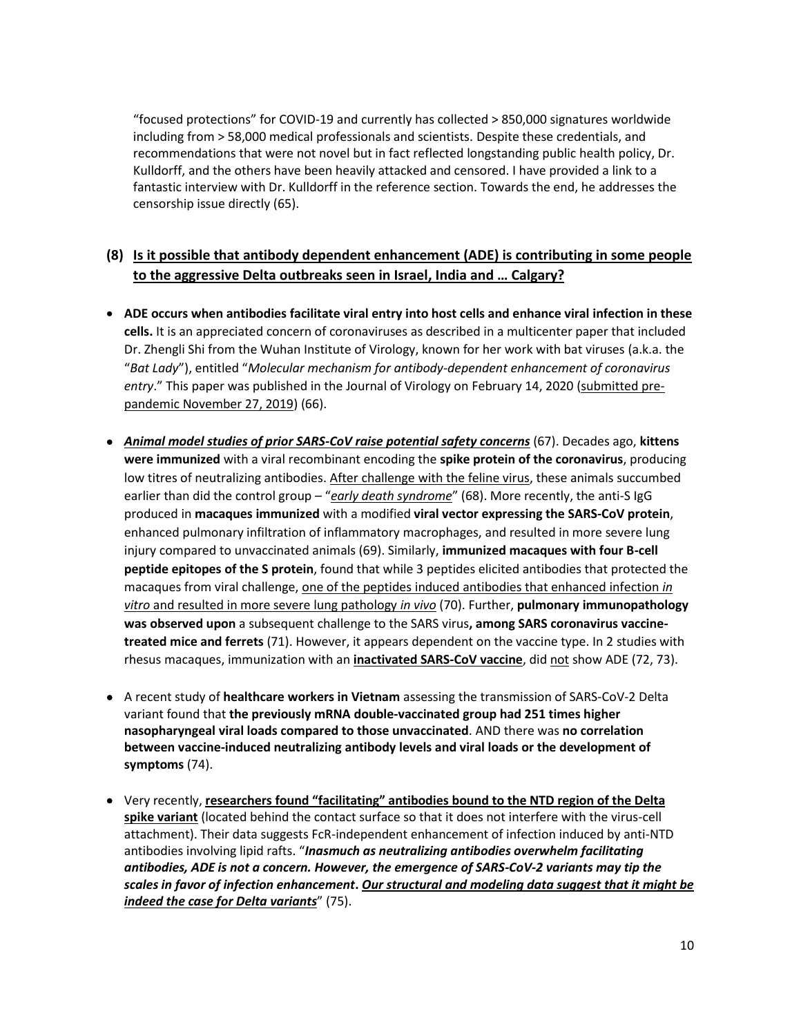"focused protections" for COVID-19 and currently has collected > 850,000 signatures worldwide including from > 58,000 medical professionals and scientists. Despite these credentials, and recommendations that were not novel but in fact reflected longstanding public health policy, Dr. Kulldorff, and the others have been heavily attacked and censored. I have provided a link to a fantastic interview with Dr. Kulldorff in the reference section. Towards the end, he addresses the censorship issue directly (65).

## (8) Is it possible that antibody dependent enhancement (ADE) is contributing in some people to the aggressive Delta outbreaks seen in Israel, India and … Calgary?

- **ADE occurs when antibodies facilitate viral entry into host cells and enhance viral infection in these cells.** It is an appreciated concern of coronaviruses as described in a multicenter paper that included Dr. Zhengli Shi from the Wuhan Institute of Virology, known for her work with bat viruses (a.k.a. the "*Bat Lady*"), entitled "*Molecular mechanism for antibody-dependent enhancement of coronavirus entry*." This paper was published in the Journal of Virology on February 14, 2020 (submitted pre-pandemic November 27, 2019) (66).
- ***Animal model studies of prior SARS-CoV raise potential safety concerns*** (67). Decades ago, **kittens were immunized** with a viral recombinant encoding the **spike protein of the coronavirus**, producing low titres of neutralizing antibodies. After challenge with the feline virus, these animals succumbed earlier than did the control group – "*early death syndrome*" (68). More recently, the anti-S IgG produced in **macaques immunized** with a modified **viral vector expressing the SARS-CoV protein**, enhanced pulmonary infiltration of inflammatory macrophages, and resulted in more severe lung injury compared to unvaccinated animals (69). Similarly, **immunized macaques with four B-cell peptide epitopes of the S protein**, found that while 3 peptides elicited antibodies that protected the macaques from viral challenge, one of the peptides induced antibodies that enhanced infection *in vitro* and resulted in more severe lung pathology *in vivo* (70). Further, **pulmonary immunopathology was observed upon** a subsequent challenge to the SARS virus**, among SARS coronavirus vaccine-treated mice and ferrets** (71). However, it appears dependent on the vaccine type. In 2 studies with rhesus macaques, immunization with an **inactivated SARS-CoV vaccine**, did not show ADE (72, 73).
- A recent study of **healthcare workers in Vietnam** assessing the transmission of SARS-CoV-2 Delta variant found that **the previously mRNA double-vaccinated group had 251 times higher nasopharyngeal viral loads compared to those unvaccinated**. AND there was **no correlation between vaccine-induced neutralizing antibody levels and viral loads or the development of symptoms** (74).
- Very recently, **researchers found "facilitating" antibodies bound to the NTD region of the Delta spike variant** (located behind the contact surface so that it does not interfere with the virus-cell attachment). Their data suggests FcR-independent enhancement of infection induced by anti-NTD antibodies involving lipid rafts. "***Inasmuch as neutralizing antibodies overwhelm facilitating antibodies, ADE is not a concern. However, the emergence of SARS-CoV-2 variants may tip the scales in favor of infection enhancement. Our structural and modeling data suggest that it might be indeed the case for Delta variants***" (75).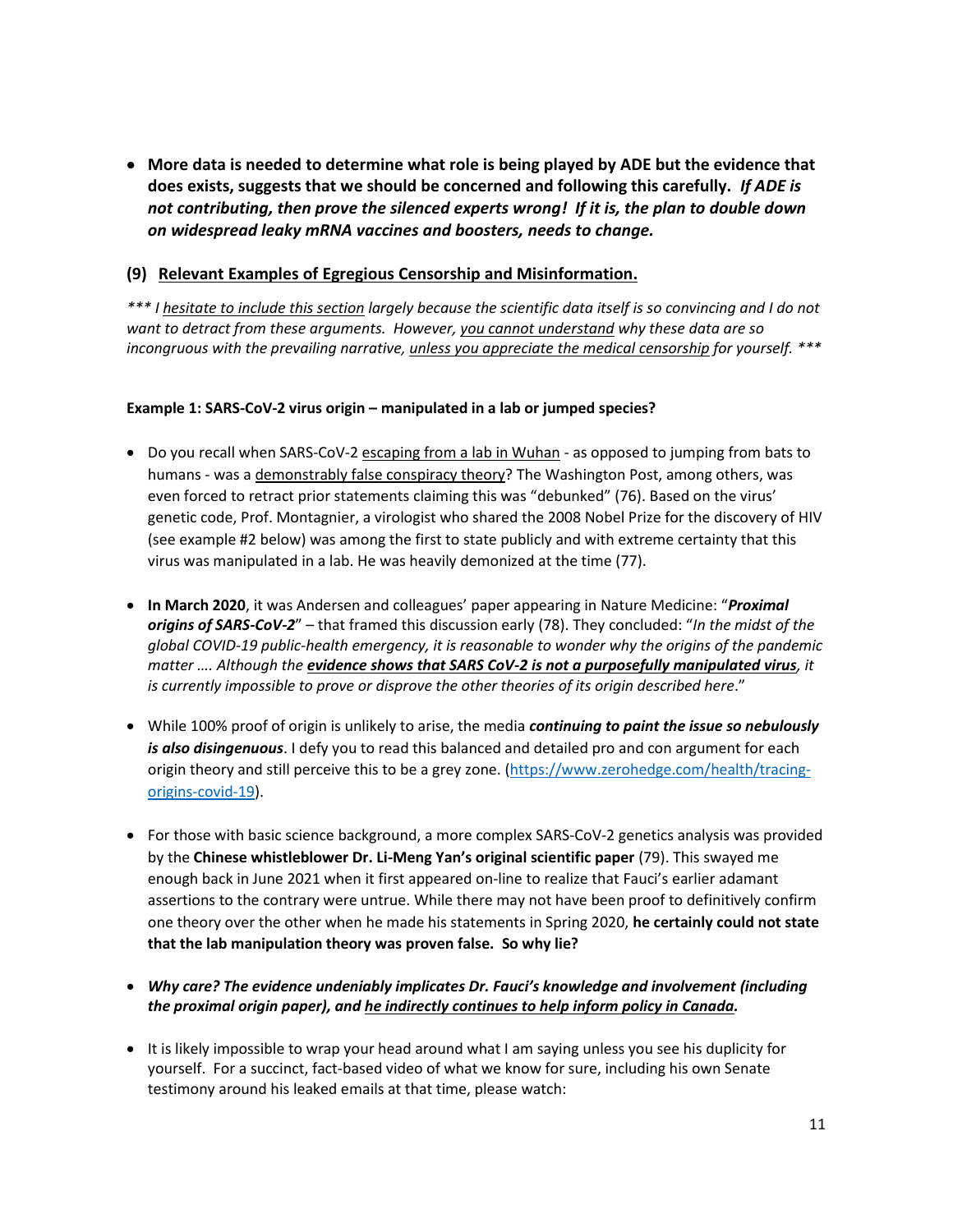- **More data is needed to determine what role is being played by ADE but the evidence that does exists, suggests that we should be concerned and following this carefully.** ***If ADE is not contributing, then prove the silenced experts wrong! If it is, the plan to double down on widespread leaky mRNA vaccines and boosters, needs to change.***

## (9) Relevant Examples of Egregious Censorship and Misinformation.

*\*\*\* I hesitate to include this section largely because the scientific data itself is so convincing and I do not want to detract from these arguments. However, you cannot understand why these data are so incongruous with the prevailing narrative, unless you appreciate the medical censorship for yourself. \*\*\**

### Example 1: SARS-CoV-2 virus origin – manipulated in a lab or jumped species?

- Do you recall when SARS-CoV-2 escaping from a lab in Wuhan - as opposed to jumping from bats to humans - was a demonstrably false conspiracy theory? The Washington Post, among others, was even forced to retract prior statements claiming this was "debunked" (76). Based on the virus' genetic code, Prof. Montagnier, a virologist who shared the 2008 Nobel Prize for the discovery of HIV (see example #2 below) was among the first to state publicly and with extreme certainty that this virus was manipulated in a lab. He was heavily demonized at the time (77).

- **In March 2020**, it was Andersen and colleagues' paper appearing in Nature Medicine: "***Proximal origins of SARS-CoV-2***" – that framed this discussion early (78). They concluded: "*In the midst of the global COVID-19 public-health emergency, it is reasonable to wonder why the origins of the pandemic matter …. Although the* ***evidence shows that SARS CoV-2 is not a purposefully manipulated virus****, it is currently impossible to prove or disprove the other theories of its origin described here*."

- While 100% proof of origin is unlikely to arise, the media ***continuing to paint the issue so nebulously is also disingenuous***. I defy you to read this balanced and detailed pro and con argument for each origin theory and still perceive this to be a grey zone. (https://www.zerohedge.com/health/tracing-origins-covid-19).

- For those with basic science background, a more complex SARS-CoV-2 genetics analysis was provided by the **Chinese whistleblower Dr. Li-Meng Yan's original scientific paper** (79). This swayed me enough back in June 2021 when it first appeared on-line to realize that Fauci's earlier adamant assertions to the contrary were untrue. While there may not have been proof to definitively confirm one theory over the other when he made his statements in Spring 2020, **he certainly could not state that the lab manipulation theory was proven false. So why lie?**

- ***Why care? The evidence undeniably implicates Dr. Fauci's knowledge and involvement (including the proximal origin paper), and he indirectly continues to help inform policy in Canada.***

- It is likely impossible to wrap your head around what I am saying unless you see his duplicity for yourself. For a succinct, fact-based video of what we know for sure, including his own Senate testimony around his leaked emails at that time, please watch: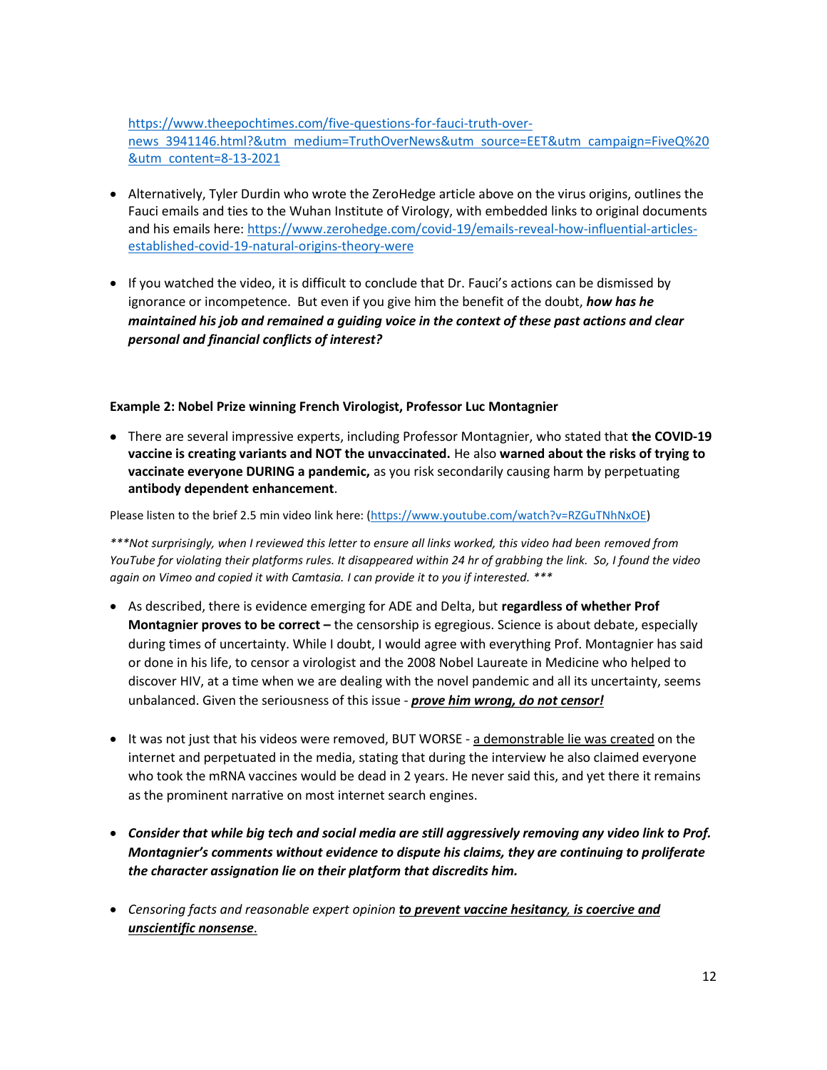https://www.theepochtimes.com/five-questions-for-fauci-truth-over-news_3941146.html?&utm_medium=TruthOverNews&utm_source=EET&utm_campaign=FiveQ%20&utm_content=8-13-2021

- Alternatively, Tyler Durdin who wrote the ZeroHedge article above on the virus origins, outlines the Fauci emails and ties to the Wuhan Institute of Virology, with embedded links to original documents and his emails here: https://www.zerohedge.com/covid-19/emails-reveal-how-influential-articles-established-covid-19-natural-origins-theory-were

- If you watched the video, it is difficult to conclude that Dr. Fauci's actions can be dismissed by ignorance or incompetence. But even if you give him the benefit of the doubt, ***how has he maintained his job and remained a guiding voice in the context of these past actions and clear personal and financial conflicts of interest?***

**Example 2: Nobel Prize winning French Virologist, Professor Luc Montagnier**

- There are several impressive experts, including Professor Montagnier, who stated that **the COVID-19 vaccine is creating variants and NOT the unvaccinated.** He also **warned about the risks of trying to vaccinate everyone DURING a pandemic,** as you risk secondarily causing harm by perpetuating **antibody dependent enhancement**.

Please listen to the brief 2.5 min video link here: (https://www.youtube.com/watch?v=RZGuTNhNxOE)

****\*Not surprisingly, when I reviewed this letter to ensure all links worked, this video had been removed from YouTube for violating their platforms rules. It disappeared within 24 hr of grabbing the link. So, I found the video again on Vimeo and copied it with Camtasia. I can provide it to you if interested. \*\*\**

- As described, there is evidence emerging for ADE and Delta, but **regardless of whether Prof Montagnier proves to be correct –** the censorship is egregious. Science is about debate, especially during times of uncertainty. While I doubt, I would agree with everything Prof. Montagnier has said or done in his life, to censor a virologist and the 2008 Nobel Laureate in Medicine who helped to discover HIV, at a time when we are dealing with the novel pandemic and all its uncertainty, seems unbalanced. Given the seriousness of this issue - ***<u>prove him wrong, do not censor!</u>***

- It was not just that his videos were removed, BUT WORSE - <u>a demonstrable lie was created</u> on the internet and perpetuated in the media, stating that during the interview he also claimed everyone who took the mRNA vaccines would be dead in 2 years. He never said this, and yet there it remains as the prominent narrative on most internet search engines.

- ***Consider that while big tech and social media are still aggressively removing any video link to Prof. Montagnier's comments without evidence to dispute his claims, they are continuing to proliferate the character assignation lie on their platform that discredits him.***

- *Censoring facts and reasonable expert opinion **<u>to prevent vaccine hesitancy, is coercive and unscientific nonsense</u>**.*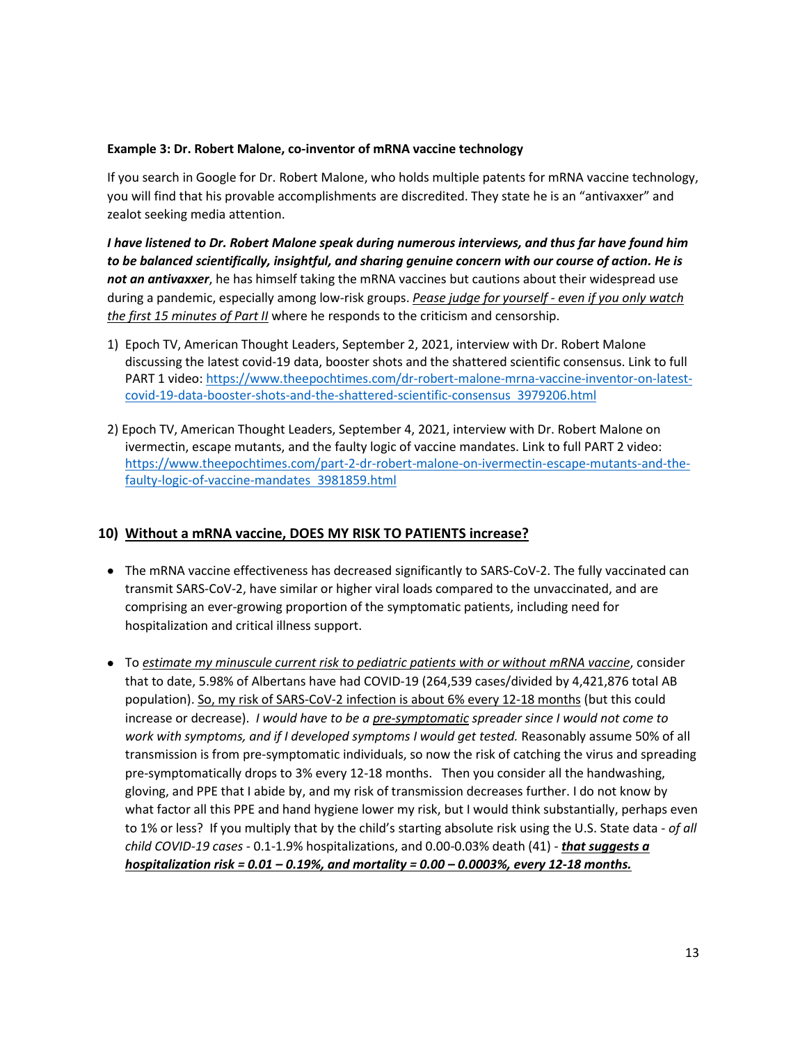**Example 3: Dr. Robert Malone, co-inventor of mRNA vaccine technology**

If you search in Google for Dr. Robert Malone, who holds multiple patents for mRNA vaccine technology, you will find that his provable accomplishments are discredited. They state he is an "antivaxxer" and zealot seeking media attention.

***I have listened to Dr. Robert Malone speak during numerous interviews, and thus far have found him to be balanced scientifically, insightful, and sharing genuine concern with our course of action. He is not an antivaxxer***, he has himself taking the mRNA vaccines but cautions about their widespread use during a pandemic, especially among low-risk groups. *<u>Pease judge for yourself - even if you only watch the first 15 minutes of Part II</u>* where he responds to the criticism and censorship.

1) Epoch TV, American Thought Leaders, September 2, 2021, interview with Dr. Robert Malone discussing the latest covid-19 data, booster shots and the shattered scientific consensus. Link to full PART 1 video: https://www.theepochtimes.com/dr-robert-malone-mrna-vaccine-inventor-on-latest-covid-19-data-booster-shots-and-the-shattered-scientific-consensus_3979206.html

2) Epoch TV, American Thought Leaders, September 4, 2021, interview with Dr. Robert Malone on ivermectin, escape mutants, and the faulty logic of vaccine mandates. Link to full PART 2 video: https://www.theepochtimes.com/part-2-dr-robert-malone-on-ivermectin-escape-mutants-and-the-faulty-logic-of-vaccine-mandates_3981859.html

## 10) <u>Without a mRNA vaccine, DOES MY RISK TO PATIENTS increase?</u>

- The mRNA vaccine effectiveness has decreased significantly to SARS-CoV-2. The fully vaccinated can transmit SARS-CoV-2, have similar or higher viral loads compared to the unvaccinated, and are comprising an ever-growing proportion of the symptomatic patients, including need for hospitalization and critical illness support.

- To *<u>estimate my minuscule current risk to pediatric patients with or without mRNA vaccine</u>*, consider that to date, 5.98% of Albertans have had COVID-19 (264,539 cases/divided by 4,421,876 total AB population). <u>So, my risk of SARS-CoV-2 infection is about 6% every 12-18 months</u> (but this could increase or decrease). *I would have to be a <u>pre-symptomatic</u> spreader since I would not come to work with symptoms, and if I developed symptoms I would get tested.* Reasonably assume 50% of all transmission is from pre-symptomatic individuals, so now the risk of catching the virus and spreading pre-symptomatically drops to 3% every 12-18 months. Then you consider all the handwashing, gloving, and PPE that I abide by, and my risk of transmission decreases further. I do not know by what factor all this PPE and hand hygiene lower my risk, but I would think substantially, perhaps even to 1% or less? If you multiply that by the child's starting absolute risk using the U.S. State data - *of all child COVID-19 cases* - 0.1-1.9% hospitalizations, and 0.00-0.03% death (41) - ***<u>that suggests a hospitalization risk = 0.01 – 0.19%, and mortality = 0.00 – 0.0003%, every 12-18 months.</u>***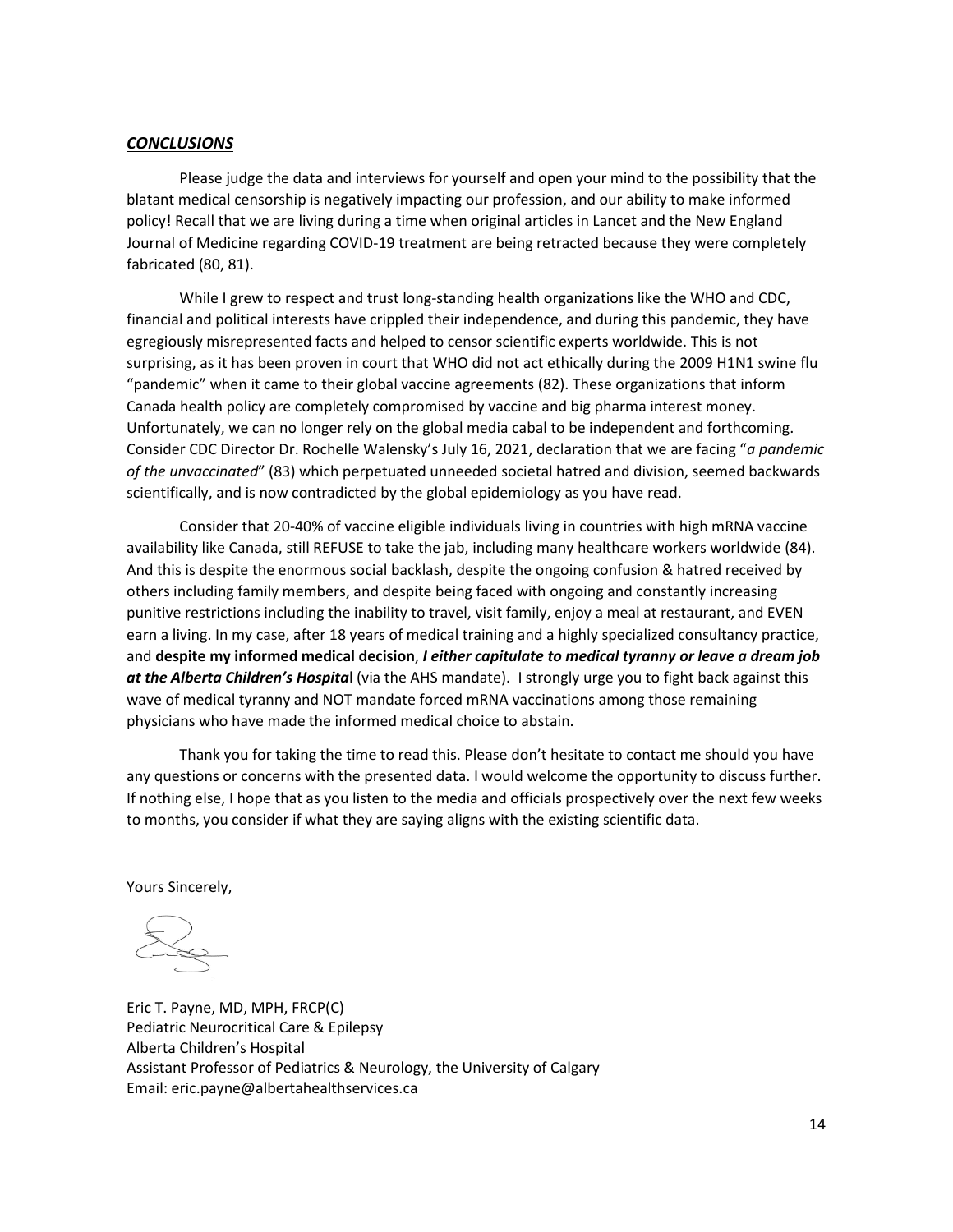***CONCLUSIONS***

Please judge the data and interviews for yourself and open your mind to the possibility that the blatant medical censorship is negatively impacting our profession, and our ability to make informed policy! Recall that we are living during a time when original articles in Lancet and the New England Journal of Medicine regarding COVID-19 treatment are being retracted because they were completely fabricated (80, 81).

While I grew to respect and trust long-standing health organizations like the WHO and CDC, financial and political interests have crippled their independence, and during this pandemic, they have egregiously misrepresented facts and helped to censor scientific experts worldwide. This is not surprising, as it has been proven in court that WHO did not act ethically during the 2009 H1N1 swine flu "pandemic" when it came to their global vaccine agreements (82). These organizations that inform Canada health policy are completely compromised by vaccine and big pharma interest money. Unfortunately, we can no longer rely on the global media cabal to be independent and forthcoming. Consider CDC Director Dr. Rochelle Walensky's July 16, 2021, declaration that we are facing "*a pandemic of the unvaccinated*" (83) which perpetuated unneeded societal hatred and division, seemed backwards scientifically, and is now contradicted by the global epidemiology as you have read.

Consider that 20-40% of vaccine eligible individuals living in countries with high mRNA vaccine availability like Canada, still REFUSE to take the jab, including many healthcare workers worldwide (84). And this is despite the enormous social backlash, despite the ongoing confusion & hatred received by others including family members, and despite being faced with ongoing and constantly increasing punitive restrictions including the inability to travel, visit family, enjoy a meal at restaurant, and EVEN earn a living. In my case, after 18 years of medical training and a highly specialized consultancy practice, and **despite my informed medical decision**, ***I either capitulate to medical tyranny or leave a dream job at the Alberta Children's Hospita***l (via the AHS mandate). I strongly urge you to fight back against this wave of medical tyranny and NOT mandate forced mRNA vaccinations among those remaining physicians who have made the informed medical choice to abstain.

Thank you for taking the time to read this. Please don't hesitate to contact me should you have any questions or concerns with the presented data. I would welcome the opportunity to discuss further. If nothing else, I hope that as you listen to the media and officials prospectively over the next few weeks to months, you consider if what they are saying aligns with the existing scientific data.

Yours Sincerely,

Eric T. Payne, MD, MPH, FRCP(C)
Pediatric Neurocritical Care & Epilepsy
Alberta Children's Hospital
Assistant Professor of Pediatrics & Neurology, the University of Calgary
Email: eric.payne@albertahealthservices.ca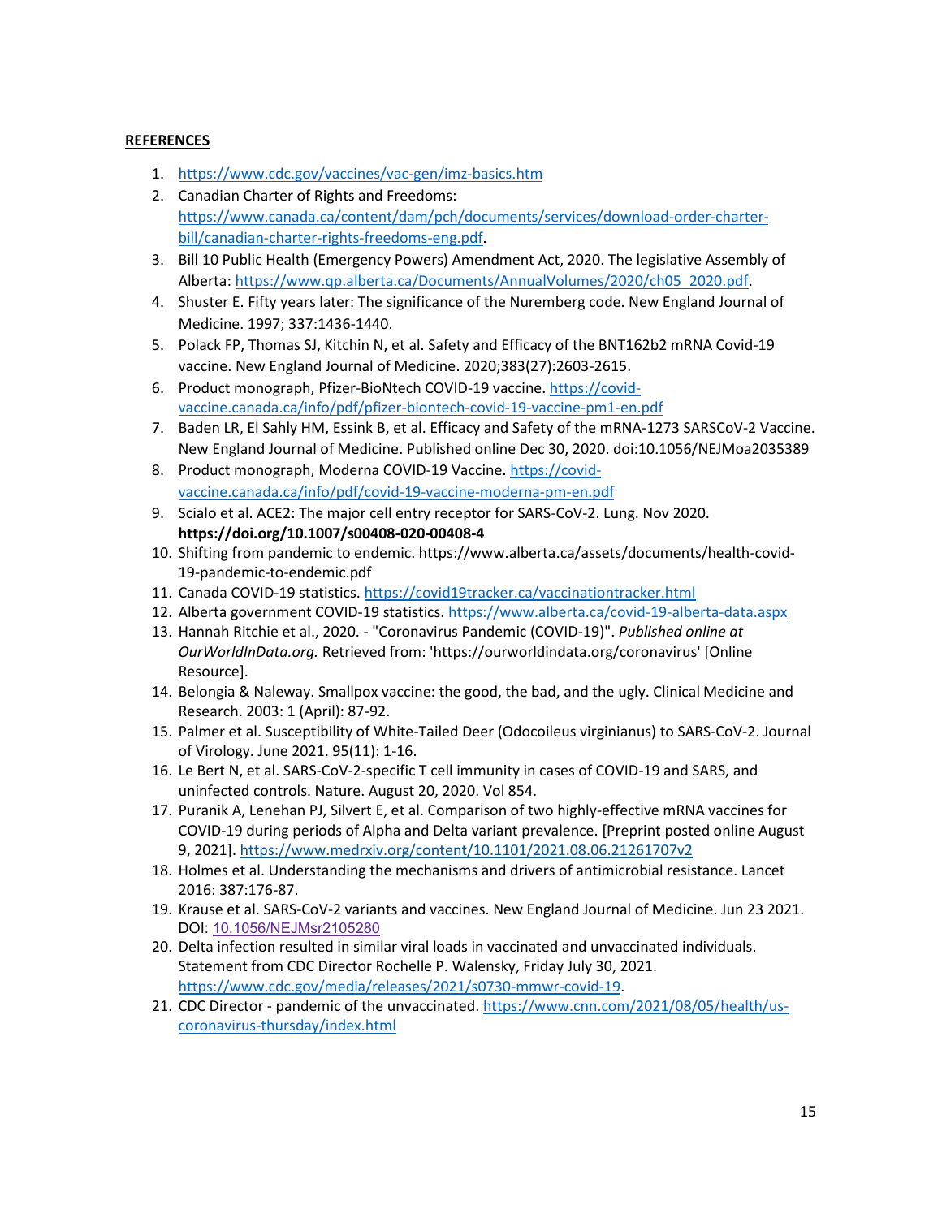**REFERENCES**

1. https://www.cdc.gov/vaccines/vac-gen/imz-basics.htm
2. Canadian Charter of Rights and Freedoms: https://www.canada.ca/content/dam/pch/documents/services/download-order-charter-bill/canadian-charter-rights-freedoms-eng.pdf.
3. Bill 10 Public Health (Emergency Powers) Amendment Act, 2020. The legislative Assembly of Alberta: https://www.qp.alberta.ca/Documents/AnnualVolumes/2020/ch05_2020.pdf.
4. Shuster E. Fifty years later: The significance of the Nuremberg code. New England Journal of Medicine. 1997; 337:1436-1440.
5. Polack FP, Thomas SJ, Kitchin N, et al. Safety and Efficacy of the BNT162b2 mRNA Covid-19 vaccine. New England Journal of Medicine. 2020;383(27):2603-2615.
6. Product monograph, Pfizer-BioNtech COVID-19 vaccine. https://covid-vaccine.canada.ca/info/pdf/pfizer-biontech-covid-19-vaccine-pm1-en.pdf
7. Baden LR, El Sahly HM, Essink B, et al. Efficacy and Safety of the mRNA-1273 SARSCoV-2 Vaccine. New England Journal of Medicine. Published online Dec 30, 2020. doi:10.1056/NEJMoa2035389
8. Product monograph, Moderna COVID-19 Vaccine. https://covid-vaccine.canada.ca/info/pdf/covid-19-vaccine-moderna-pm-en.pdf
9. Scialo et al. ACE2: The major cell entry receptor for SARS-CoV-2. Lung. Nov 2020. **https://doi.org/10.1007/s00408-020-00408-4**
10. Shifting from pandemic to endemic. https://www.alberta.ca/assets/documents/health-covid-19-pandemic-to-endemic.pdf
11. Canada COVID-19 statistics. https://covid19tracker.ca/vaccinationtracker.html
12. Alberta government COVID-19 statistics. https://www.alberta.ca/covid-19-alberta-data.aspx
13. Hannah Ritchie et al., 2020. - "Coronavirus Pandemic (COVID-19)". *Published online at OurWorldInData.org.* Retrieved from: 'https://ourworldindata.org/coronavirus' [Online Resource].
14. Belongia & Naleway. Smallpox vaccine: the good, the bad, and the ugly. Clinical Medicine and Research. 2003: 1 (April): 87-92.
15. Palmer et al. Susceptibility of White-Tailed Deer (Odocoileus virginianus) to SARS-CoV-2. Journal of Virology. June 2021. 95(11): 1-16.
16. Le Bert N, et al. SARS-CoV-2-specific T cell immunity in cases of COVID-19 and SARS, and uninfected controls. Nature. August 20, 2020. Vol 854.
17. Puranik A, Lenehan PJ, Silvert E, et al. Comparison of two highly-effective mRNA vaccines for COVID-19 during periods of Alpha and Delta variant prevalence. [Preprint posted online August 9, 2021]. https://www.medrxiv.org/content/10.1101/2021.08.06.21261707v2
18. Holmes et al. Understanding the mechanisms and drivers of antimicrobial resistance. Lancet 2016: 387:176-87.
19. Krause et al. SARS-CoV-2 variants and vaccines. New England Journal of Medicine. Jun 23 2021. DOI: 10.1056/NEJMsr2105280
20. Delta infection resulted in similar viral loads in vaccinated and unvaccinated individuals. Statement from CDC Director Rochelle P. Walensky, Friday July 30, 2021. https://www.cdc.gov/media/releases/2021/s0730-mmwr-covid-19.
21. CDC Director - pandemic of the unvaccinated. https://www.cnn.com/2021/08/05/health/us-coronavirus-thursday/index.html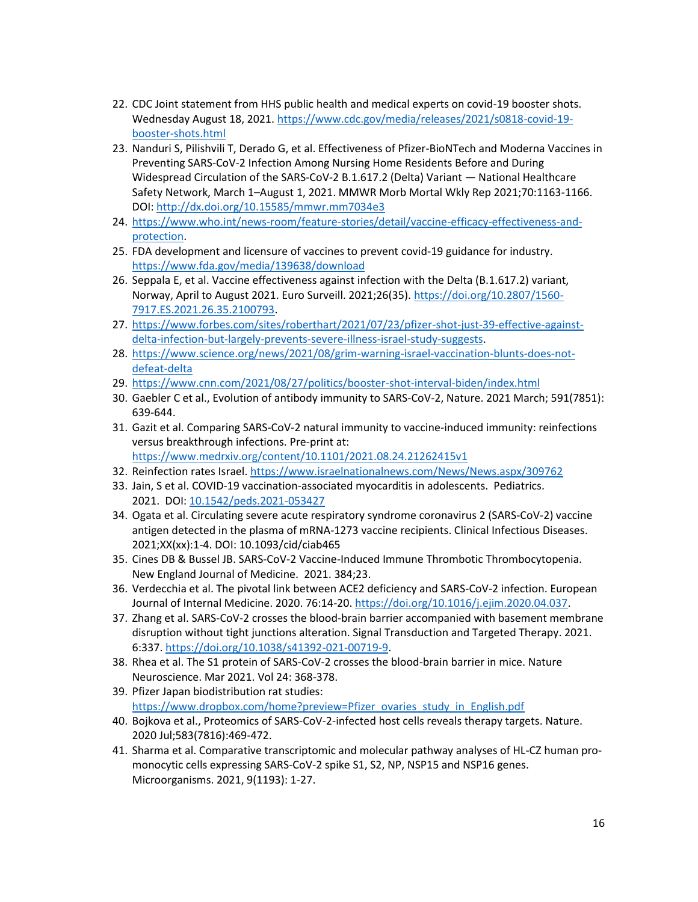22. CDC Joint statement from HHS public health and medical experts on covid-19 booster shots. Wednesday August 18, 2021. https://www.cdc.gov/media/releases/2021/s0818-covid-19-booster-shots.html
23. Nanduri S, Pilishvili T, Derado G, et al. Effectiveness of Pfizer-BioNTech and Moderna Vaccines in Preventing SARS-CoV-2 Infection Among Nursing Home Residents Before and During Widespread Circulation of the SARS-CoV-2 B.1.617.2 (Delta) Variant — National Healthcare Safety Network, March 1–August 1, 2021. MMWR Morb Mortal Wkly Rep 2021;70:1163-1166. DOI: http://dx.doi.org/10.15585/mmwr.mm7034e3
24. https://www.who.int/news-room/feature-stories/detail/vaccine-efficacy-effectiveness-and-protection.
25. FDA development and licensure of vaccines to prevent covid-19 guidance for industry. https://www.fda.gov/media/139638/download
26. Seppala E, et al. Vaccine effectiveness against infection with the Delta (B.1.617.2) variant, Norway, April to August 2021. Euro Surveill. 2021;26(35). https://doi.org/10.2807/1560-7917.ES.2021.26.35.2100793.
27. https://www.forbes.com/sites/roberthart/2021/07/23/pfizer-shot-just-39-effective-against-delta-infection-but-largely-prevents-severe-illness-israel-study-suggests.
28. https://www.science.org/news/2021/08/grim-warning-israel-vaccination-blunts-does-not-defeat-delta
29. https://www.cnn.com/2021/08/27/politics/booster-shot-interval-biden/index.html
30. Gaebler C et al., Evolution of antibody immunity to SARS-CoV-2, Nature. 2021 March; 591(7851): 639-644.
31. Gazit et al. Comparing SARS-CoV-2 natural immunity to vaccine-induced immunity: reinfections versus breakthrough infections. Pre-print at: https://www.medrxiv.org/content/10.1101/2021.08.24.21262415v1
32. Reinfection rates Israel. https://www.israelnationalnews.com/News/News.aspx/309762
33. Jain, S et al. COVID-19 vaccination-associated myocarditis in adolescents. Pediatrics. 2021. DOI: 10.1542/peds.2021-053427
34. Ogata et al. Circulating severe acute respiratory syndrome coronavirus 2 (SARS-CoV-2) vaccine antigen detected in the plasma of mRNA-1273 vaccine recipients. Clinical Infectious Diseases. 2021;XX(xx):1-4. DOI: 10.1093/cid/ciab465
35. Cines DB & Bussel JB. SARS-CoV-2 Vaccine-Induced Immune Thrombotic Thrombocytopenia. New England Journal of Medicine. 2021. 384;23.
36. Verdecchia et al. The pivotal link between ACE2 deficiency and SARS-CoV-2 infection. European Journal of Internal Medicine. 2020. 76:14-20. https://doi.org/10.1016/j.ejim.2020.04.037.
37. Zhang et al. SARS-CoV-2 crosses the blood-brain barrier accompanied with basement membrane disruption without tight junctions alteration. Signal Transduction and Targeted Therapy. 2021. 6:337. https://doi.org/10.1038/s41392-021-00719-9.
38. Rhea et al. The S1 protein of SARS-CoV-2 crosses the blood-brain barrier in mice. Nature Neuroscience. Mar 2021. Vol 24: 368-378.
39. Pfizer Japan biodistribution rat studies: https://www.dropbox.com/home?preview=Pfizer_ovaries_study_in_English.pdf
40. Bojkova et al., Proteomics of SARS-CoV-2-infected host cells reveals therapy targets. Nature. 2020 Jul;583(7816):469-472.
41. Sharma et al. Comparative transcriptomic and molecular pathway analyses of HL-CZ human pro-monocytic cells expressing SARS-CoV-2 spike S1, S2, NP, NSP15 and NSP16 genes. Microorganisms. 2021, 9(1193): 1-27.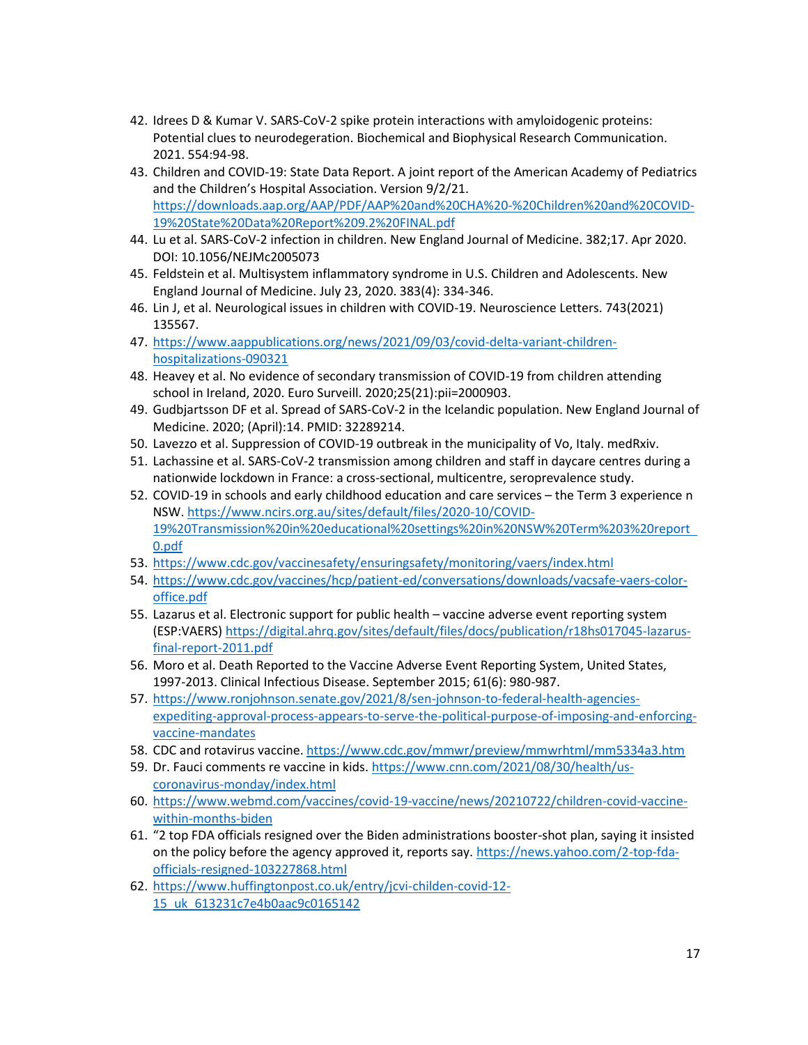42. Idrees D & Kumar V. SARS-CoV-2 spike protein interactions with amyloidogenic proteins: Potential clues to neurodegeration. Biochemical and Biophysical Research Communication. 2021. 554:94-98.
43. Children and COVID-19: State Data Report. A joint report of the American Academy of Pediatrics and the Children's Hospital Association. Version 9/2/21. https://downloads.aap.org/AAP/PDF/AAP%20and%20CHA%20-%20Children%20and%20COVID-19%20State%20Data%20Report%209.2%20FINAL.pdf
44. Lu et al. SARS-CoV-2 infection in children. New England Journal of Medicine. 382;17. Apr 2020. DOI: 10.1056/NEJMc2005073
45. Feldstein et al. Multisystem inflammatory syndrome in U.S. Children and Adolescents. New England Journal of Medicine. July 23, 2020. 383(4): 334-346.
46. Lin J, et al. Neurological issues in children with COVID-19. Neuroscience Letters. 743(2021) 135567.
47. https://www.aappublications.org/news/2021/09/03/covid-delta-variant-children-hospitalizations-090321
48. Heavey et al. No evidence of secondary transmission of COVID-19 from children attending school in Ireland, 2020. Euro Surveill. 2020;25(21):pii=2000903.
49. Gudbjartsson DF et al. Spread of SARS-CoV-2 in the Icelandic population. New England Journal of Medicine. 2020; (April):14. PMID: 32289214.
50. Lavezzo et al. Suppression of COVID-19 outbreak in the municipality of Vo, Italy. medRxiv.
51. Lachassine et al. SARS-CoV-2 transmission among children and staff in daycare centres during a nationwide lockdown in France: a cross-sectional, multicentre, seroprevalence study.
52. COVID-19 in schools and early childhood education and care services – the Term 3 experience n NSW. https://www.ncirs.org.au/sites/default/files/2020-10/COVID-19%20Transmission%20in%20educational%20settings%20in%20NSW%20Term%203%20report_0.pdf
53. https://www.cdc.gov/vaccinesafety/ensuringsafety/monitoring/vaers/index.html
54. https://www.cdc.gov/vaccines/hcp/patient-ed/conversations/downloads/vacsafe-vaers-color-office.pdf
55. Lazarus et al. Electronic support for public health – vaccine adverse event reporting system (ESP:VAERS) https://digital.ahrq.gov/sites/default/files/docs/publication/r18hs017045-lazarus-final-report-2011.pdf
56. Moro et al. Death Reported to the Vaccine Adverse Event Reporting System, United States, 1997-2013. Clinical Infectious Disease. September 2015; 61(6): 980-987.
57. https://www.ronjohnson.senate.gov/2021/8/sen-johnson-to-federal-health-agencies-expediting-approval-process-appears-to-serve-the-political-purpose-of-imposing-and-enforcing-vaccine-mandates
58. CDC and rotavirus vaccine. https://www.cdc.gov/mmwr/preview/mmwrhtml/mm5334a3.htm
59. Dr. Fauci comments re vaccine in kids. https://www.cnn.com/2021/08/30/health/us-coronavirus-monday/index.html
60. https://www.webmd.com/vaccines/covid-19-vaccine/news/20210722/children-covid-vaccine-within-months-biden
61. "2 top FDA officials resigned over the Biden administrations booster-shot plan, saying it insisted on the policy before the agency approved it, reports say. https://news.yahoo.com/2-top-fda-officials-resigned-103227868.html
62. https://www.huffingtonpost.co.uk/entry/jcvi-childen-covid-12-15_uk_613231c7e4b0aac9c0165142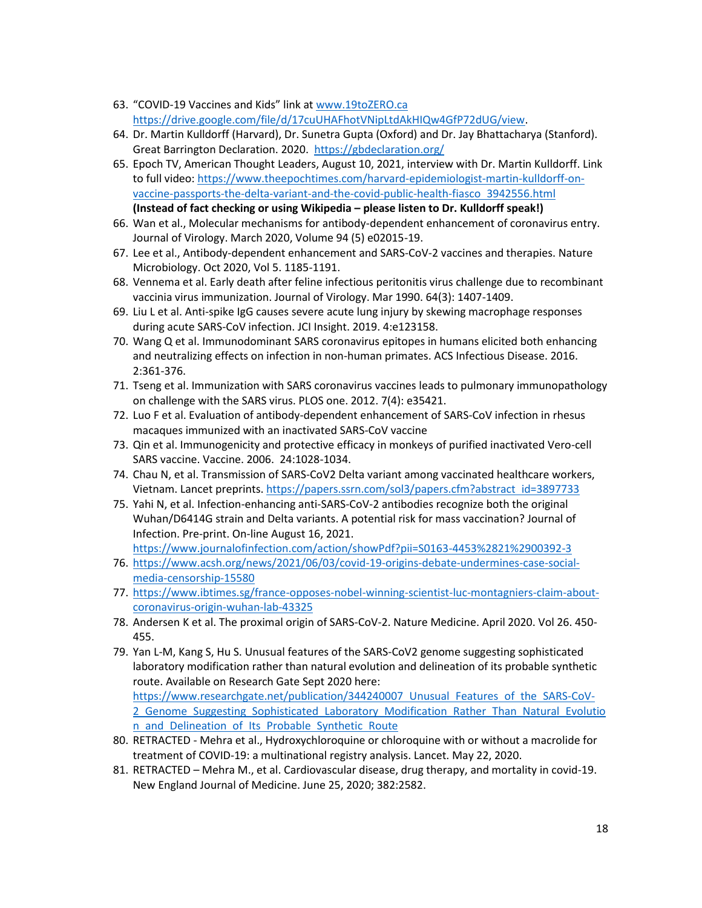63. "COVID-19 Vaccines and Kids" link at www.19toZERO.ca https://drive.google.com/file/d/17cuUHAFhotVNipLtdAkHIQw4GfP72dUG/view.
64. Dr. Martin Kulldorff (Harvard), Dr. Sunetra Gupta (Oxford) and Dr. Jay Bhattacharya (Stanford). Great Barrington Declaration. 2020. https://gbdeclaration.org/
65. Epoch TV, American Thought Leaders, August 10, 2021, interview with Dr. Martin Kulldorff. Link to full video: https://www.theepochtimes.com/harvard-epidemiologist-martin-kulldorff-on-vaccine-passports-the-delta-variant-and-the-covid-public-health-fiasco_3942556.html **(Instead of fact checking or using Wikipedia – please listen to Dr. Kulldorff speak!)**
66. Wan et al., Molecular mechanisms for antibody-dependent enhancement of coronavirus entry. Journal of Virology. March 2020, Volume 94 (5) e02015-19.
67. Lee et al., Antibody-dependent enhancement and SARS-CoV-2 vaccines and therapies. Nature Microbiology. Oct 2020, Vol 5. 1185-1191.
68. Vennema et al. Early death after feline infectious peritonitis virus challenge due to recombinant vaccinia virus immunization. Journal of Virology. Mar 1990. 64(3): 1407-1409.
69. Liu L et al. Anti-spike IgG causes severe acute lung injury by skewing macrophage responses during acute SARS-CoV infection. JCI Insight. 2019. 4:e123158.
70. Wang Q et al. Immunodominant SARS coronavirus epitopes in humans elicited both enhancing and neutralizing effects on infection in non-human primates. ACS Infectious Disease. 2016. 2:361-376.
71. Tseng et al. Immunization with SARS coronavirus vaccines leads to pulmonary immunopathology on challenge with the SARS virus. PLOS one. 2012. 7(4): e35421.
72. Luo F et al. Evaluation of antibody-dependent enhancement of SARS-CoV infection in rhesus macaques immunized with an inactivated SARS-CoV vaccine
73. Qin et al. Immunogenicity and protective efficacy in monkeys of purified inactivated Vero-cell SARS vaccine. Vaccine. 2006. 24:1028-1034.
74. Chau N, et al. Transmission of SARS-CoV2 Delta variant among vaccinated healthcare workers, Vietnam. Lancet preprints. https://papers.ssrn.com/sol3/papers.cfm?abstract_id=3897733
75. Yahi N, et al. Infection-enhancing anti-SARS-CoV-2 antibodies recognize both the original Wuhan/D6414G strain and Delta variants. A potential risk for mass vaccination? Journal of Infection. Pre-print. On-line August 16, 2021. https://www.journalofinfection.com/action/showPdf?pii=S0163-4453%2821%2900392-3
76. https://www.acsh.org/news/2021/06/03/covid-19-origins-debate-undermines-case-social-media-censorship-15580
77. https://www.ibtimes.sg/france-opposes-nobel-winning-scientist-luc-montagniers-claim-about-coronavirus-origin-wuhan-lab-43325
78. Andersen K et al. The proximal origin of SARS-CoV-2. Nature Medicine. April 2020. Vol 26. 450-455.
79. Yan L-M, Kang S, Hu S. Unusual features of the SARS-CoV2 genome suggesting sophisticated laboratory modification rather than natural evolution and delineation of its probable synthetic route. Available on Research Gate Sept 2020 here: https://www.researchgate.net/publication/344240007_Unusual_Features_of_the_SARS-CoV-2_Genome_Suggesting_Sophisticated_Laboratory_Modification_Rather_Than_Natural_Evolution_and_Delineation_of_Its_Probable_Synthetic_Route
80. RETRACTED - Mehra et al., Hydroxychloroquine or chloroquine with or without a macrolide for treatment of COVID-19: a multinational registry analysis. Lancet. May 22, 2020.
81. RETRACTED – Mehra M., et al. Cardiovascular disease, drug therapy, and mortality in covid-19. New England Journal of Medicine. June 25, 2020; 382:2582.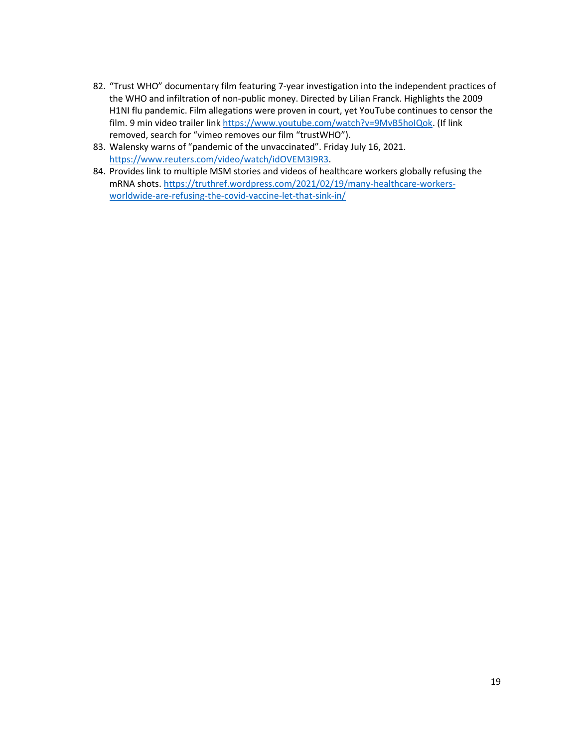82. "Trust WHO" documentary film featuring 7-year investigation into the independent practices of the WHO and infiltration of non-public money. Directed by Lilian Franck. Highlights the 2009 H1NI flu pandemic. Film allegations were proven in court, yet YouTube continues to censor the film. 9 min video trailer link https://www.youtube.com/watch?v=9MvB5hoIQok. (If link removed, search for "vimeo removes our film "trustWHO").
83. Walensky warns of "pandemic of the unvaccinated". Friday July 16, 2021. https://www.reuters.com/video/watch/idOVEM3I9R3.
84. Provides link to multiple MSM stories and videos of healthcare workers globally refusing the mRNA shots. https://truthref.wordpress.com/2021/02/19/many-healthcare-workers-worldwide-are-refusing-the-covid-vaccine-let-that-sink-in/